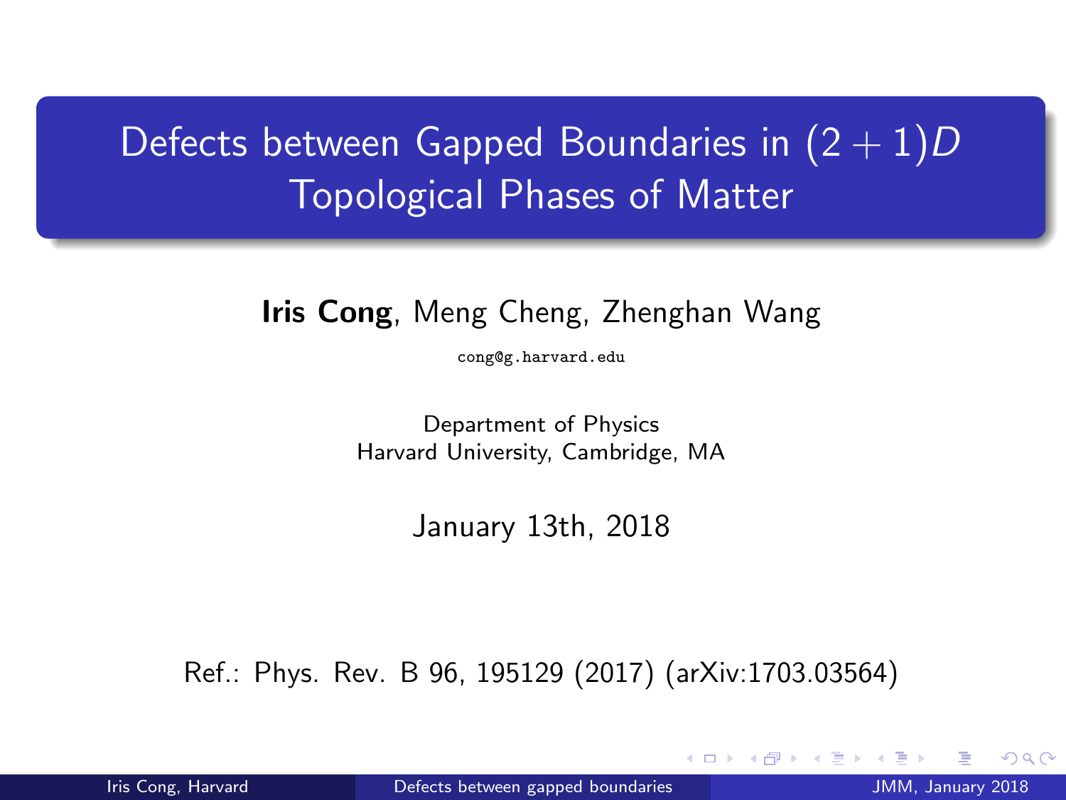# Defects between Gapped Boundaries in $(2+1)D$ Topological Phases of Matter

**Iris Cong**, Meng Cheng, Zhenghan Wang

`cong@g.harvard.edu`

Department of Physics
Harvard University, Cambridge, MA

January 13th, 2018

Ref.: Phys. Rev. B 96, 195129 (2017) (arXiv:1703.03564)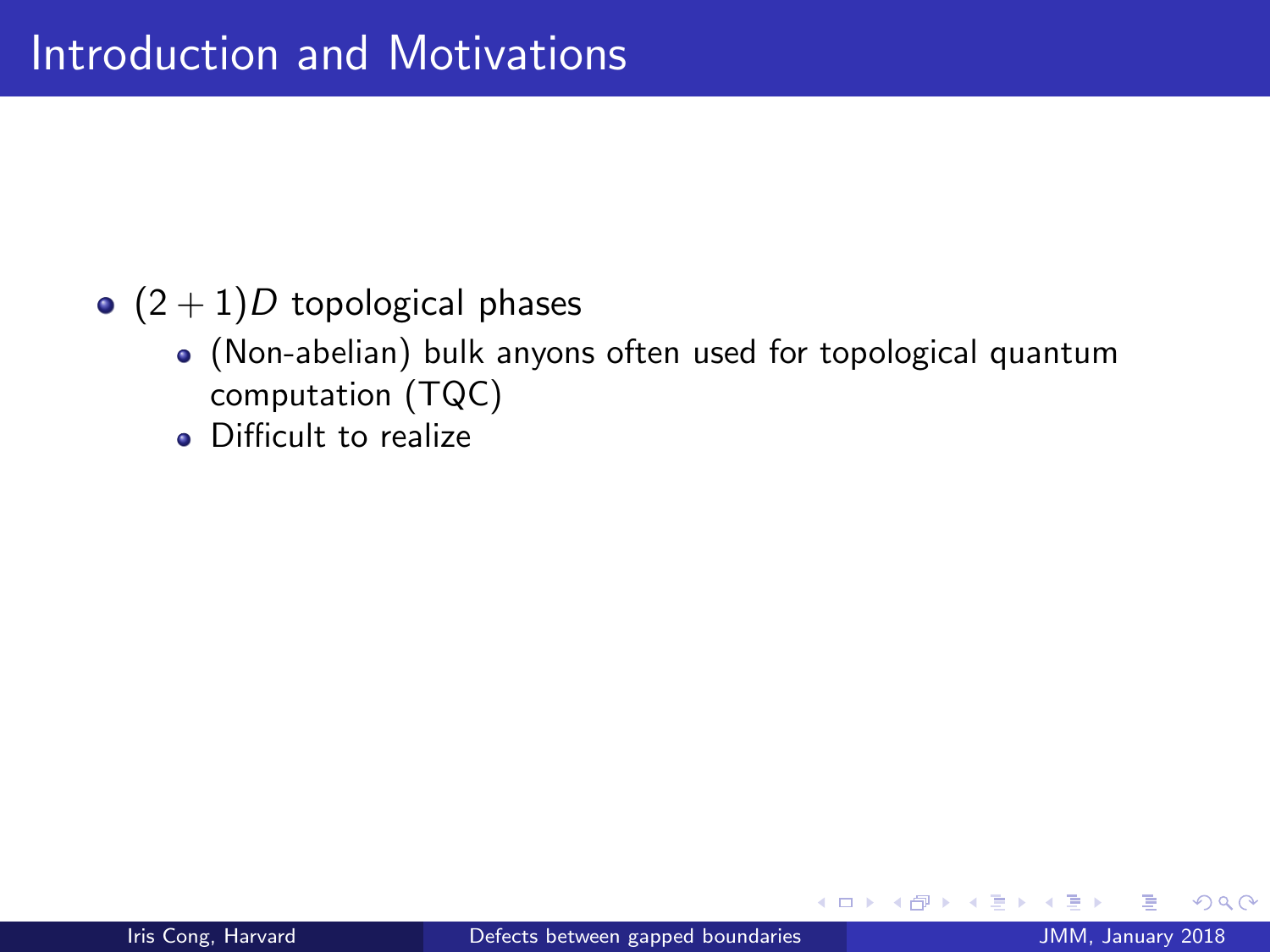# Introduction and Motivations

- $(2+1)D$ topological phases
  - (Non-abelian) bulk anyons often used for topological quantum computation (TQC)
  - Difficult to realize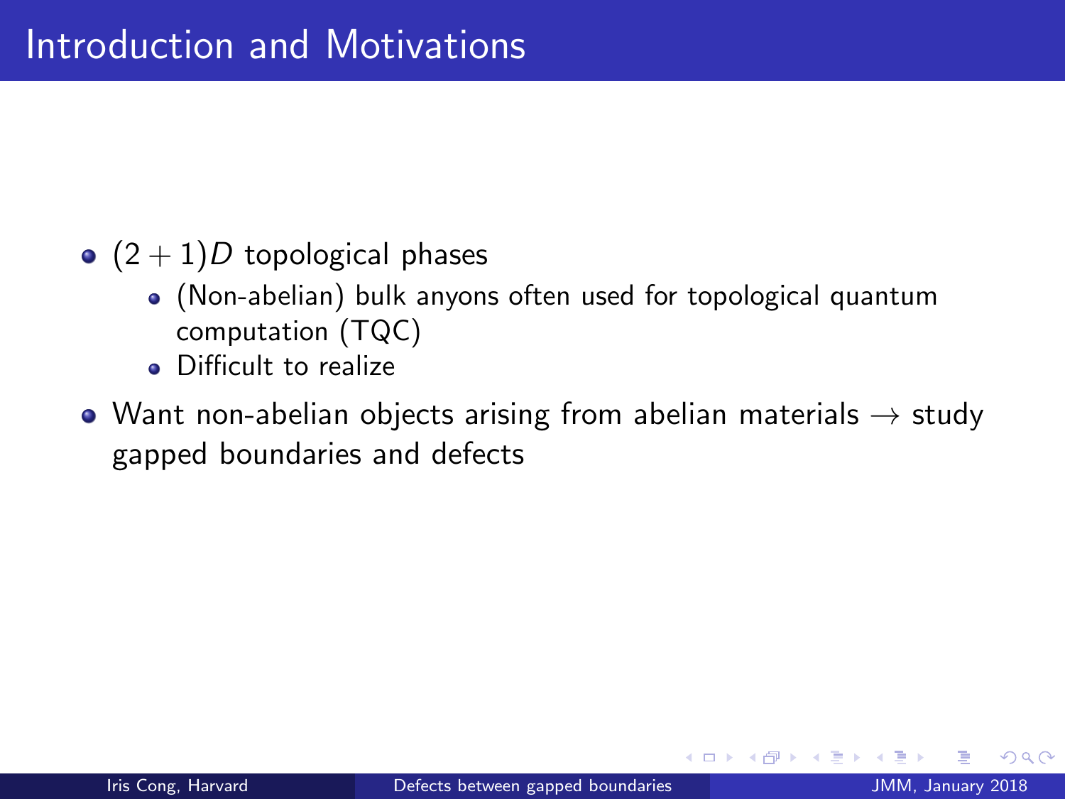# Introduction and Motivations

- $(2+1)D$ topological phases
  - (Non-abelian) bulk anyons often used for topological quantum computation (TQC)
  - Difficult to realize
- Want non-abelian objects arising from abelian materials $\rightarrow$ study gapped boundaries and defects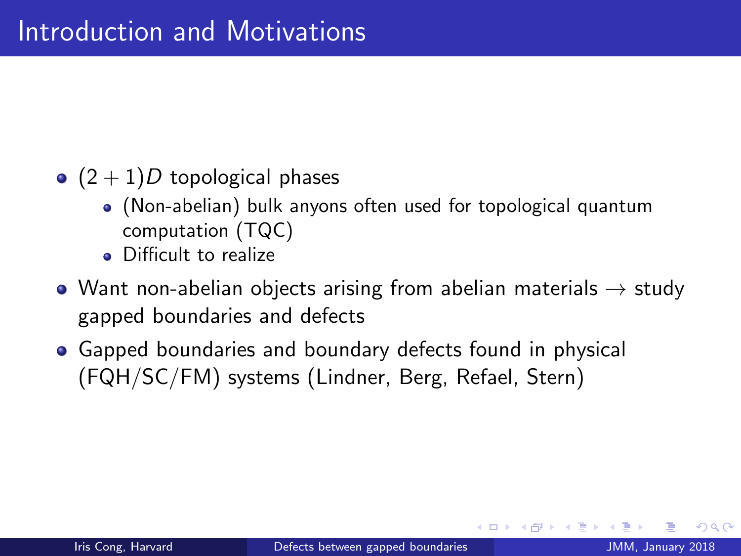# Introduction and Motivations

- $(2+1)D$ topological phases
  - (Non-abelian) bulk anyons often used for topological quantum computation (TQC)
  - Difficult to realize
- Want non-abelian objects arising from abelian materials $\rightarrow$ study gapped boundaries and defects
- Gapped boundaries and boundary defects found in physical (FQH/SC/FM) systems (Lindner, Berg, Refael, Stern)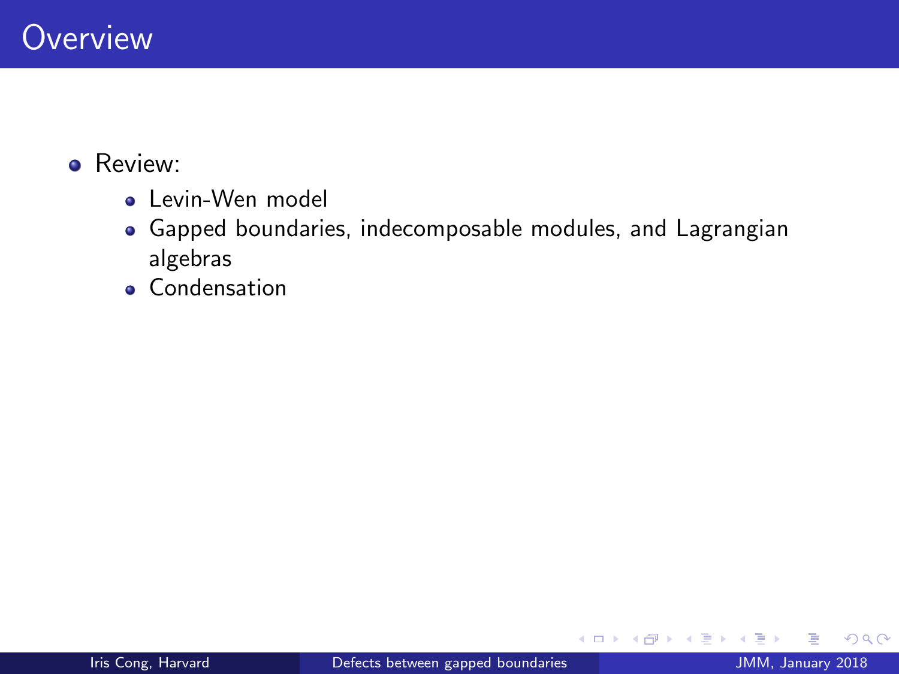# Overview

- Review:
  - Levin-Wen model
  - Gapped boundaries, indecomposable modules, and Lagrangian algebras
  - Condensation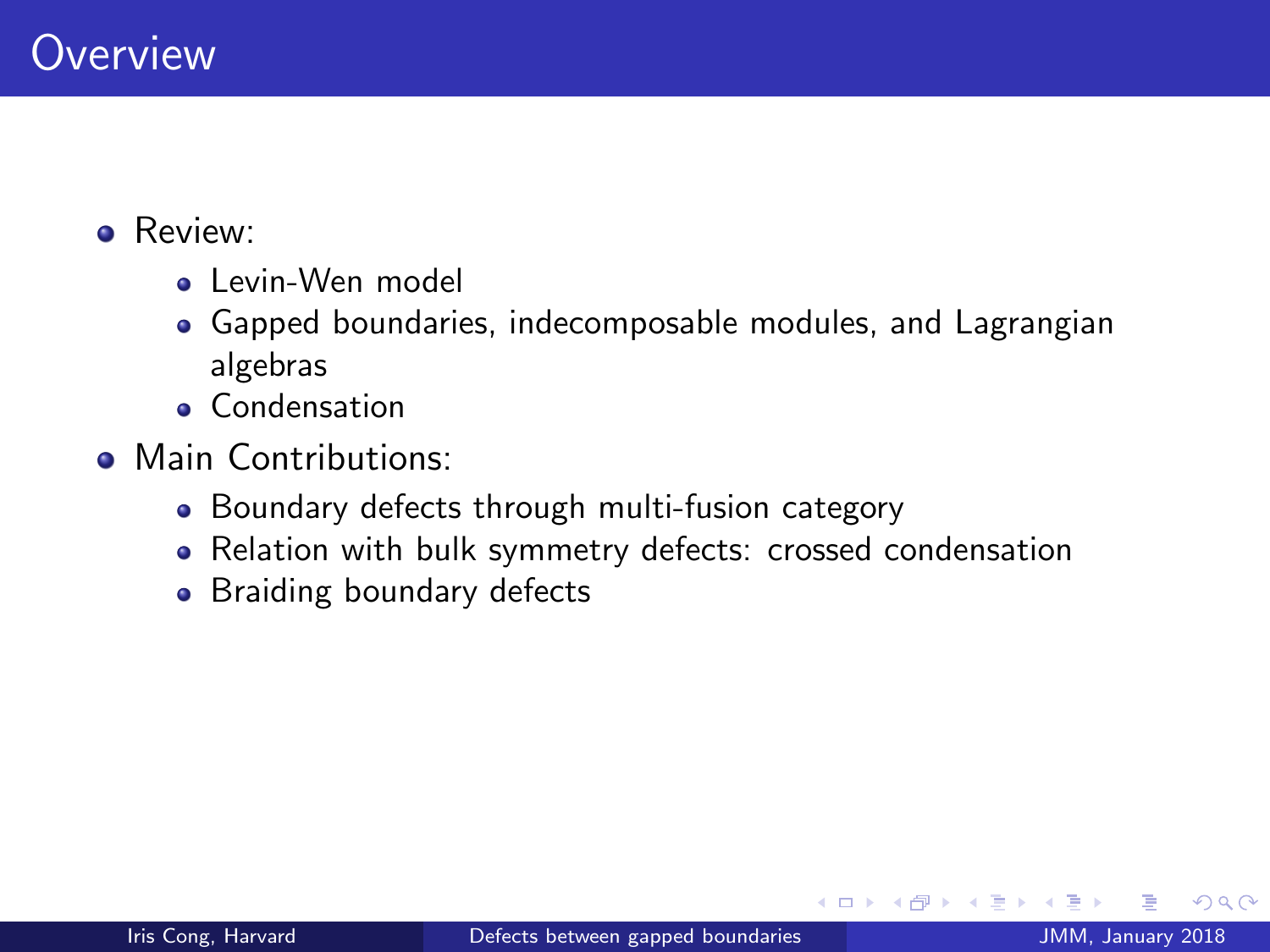# Overview

- Review:
  - Levin-Wen model
  - Gapped boundaries, indecomposable modules, and Lagrangian algebras
  - Condensation
- Main Contributions:
  - Boundary defects through multi-fusion category
  - Relation with bulk symmetry defects: crossed condensation
  - Braiding boundary defects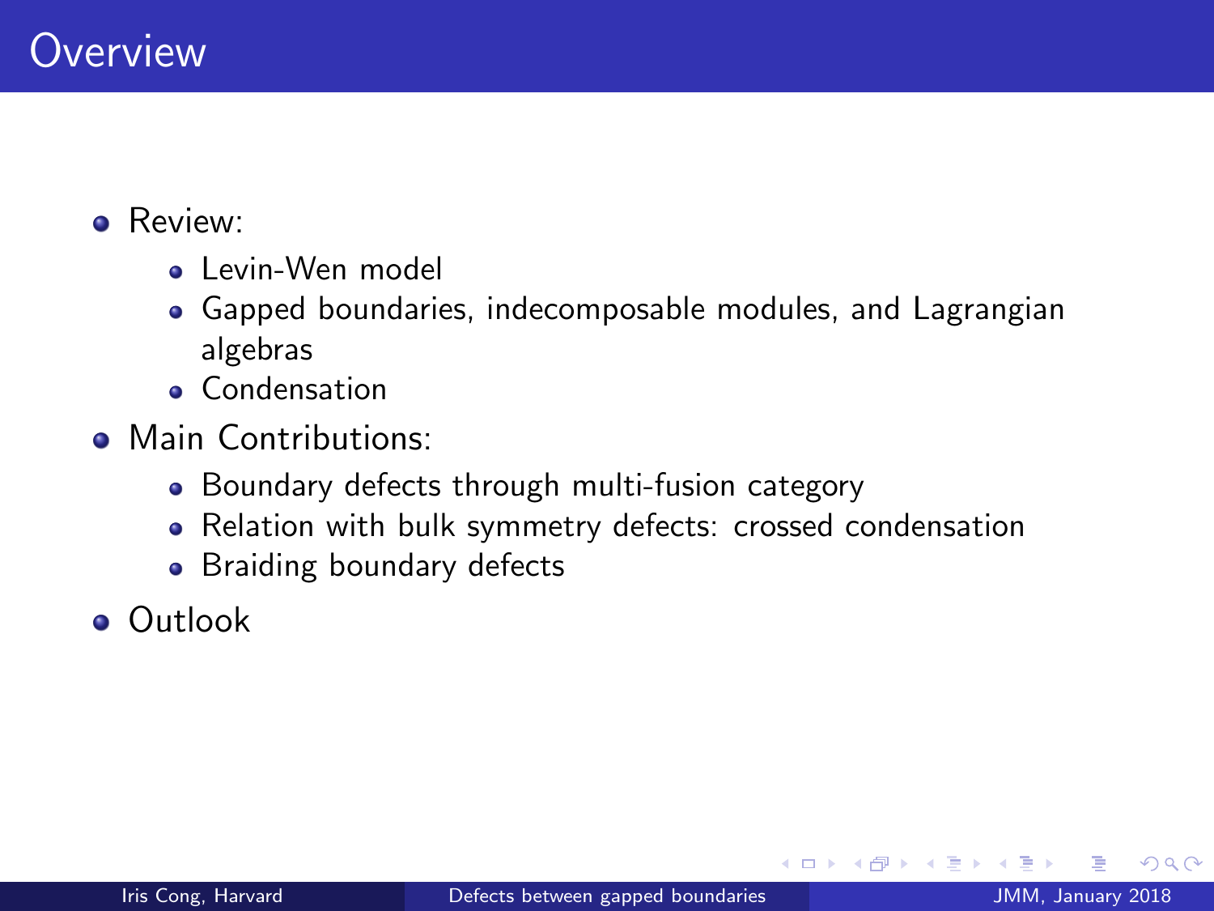# Overview

- Review:
  - Levin-Wen model
  - Gapped boundaries, indecomposable modules, and Lagrangian algebras
  - Condensation
- Main Contributions:
  - Boundary defects through multi-fusion category
  - Relation with bulk symmetry defects: crossed condensation
  - Braiding boundary defects
- Outlook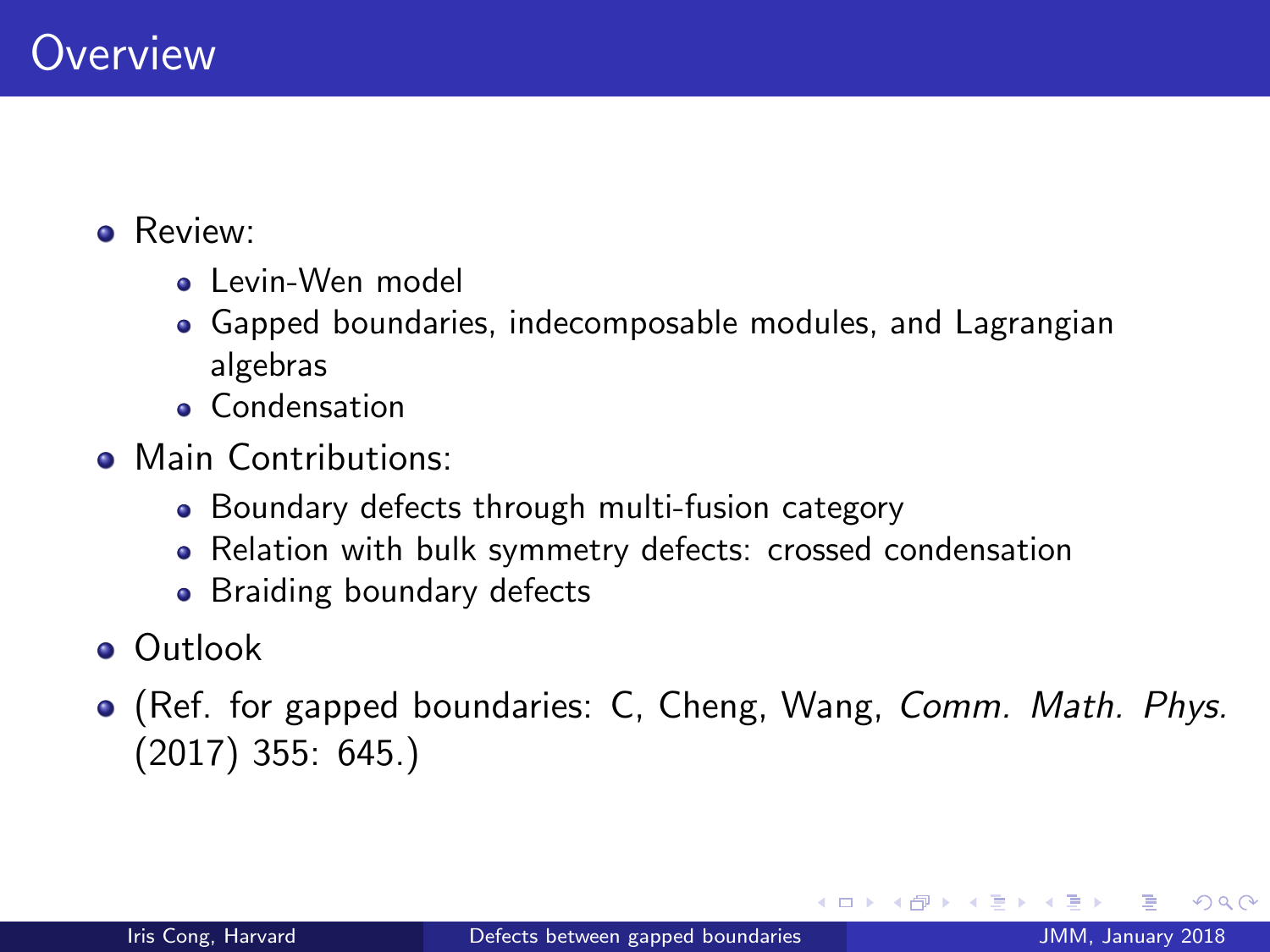# Overview

- Review:
  - Levin-Wen model
  - Gapped boundaries, indecomposable modules, and Lagrangian algebras
  - Condensation
- Main Contributions:
  - Boundary defects through multi-fusion category
  - Relation with bulk symmetry defects: crossed condensation
  - Braiding boundary defects
- Outlook
- (Ref. for gapped boundaries: C, Cheng, Wang, *Comm. Math. Phys.* (2017) 355: 645.)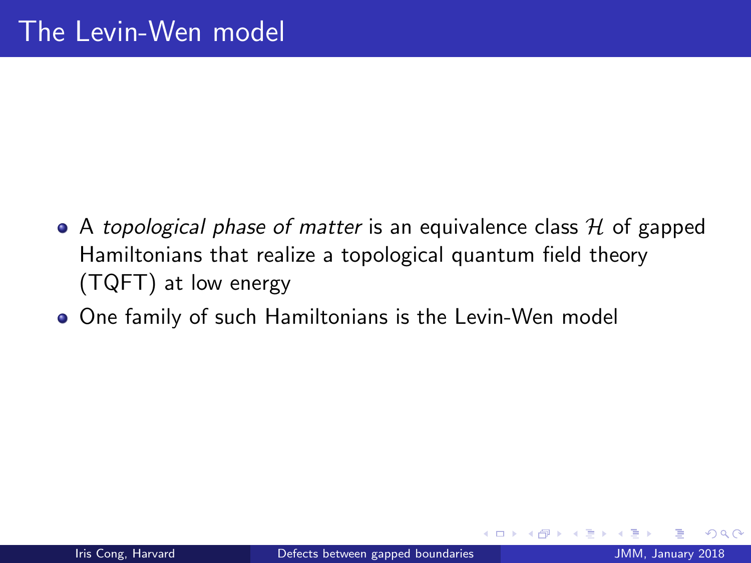# The Levin-Wen model

- A *topological phase of matter* is an equivalence class $\mathcal{H}$ of gapped Hamiltonians that realize a topological quantum field theory (TQFT) at low energy
- One family of such Hamiltonians is the Levin-Wen model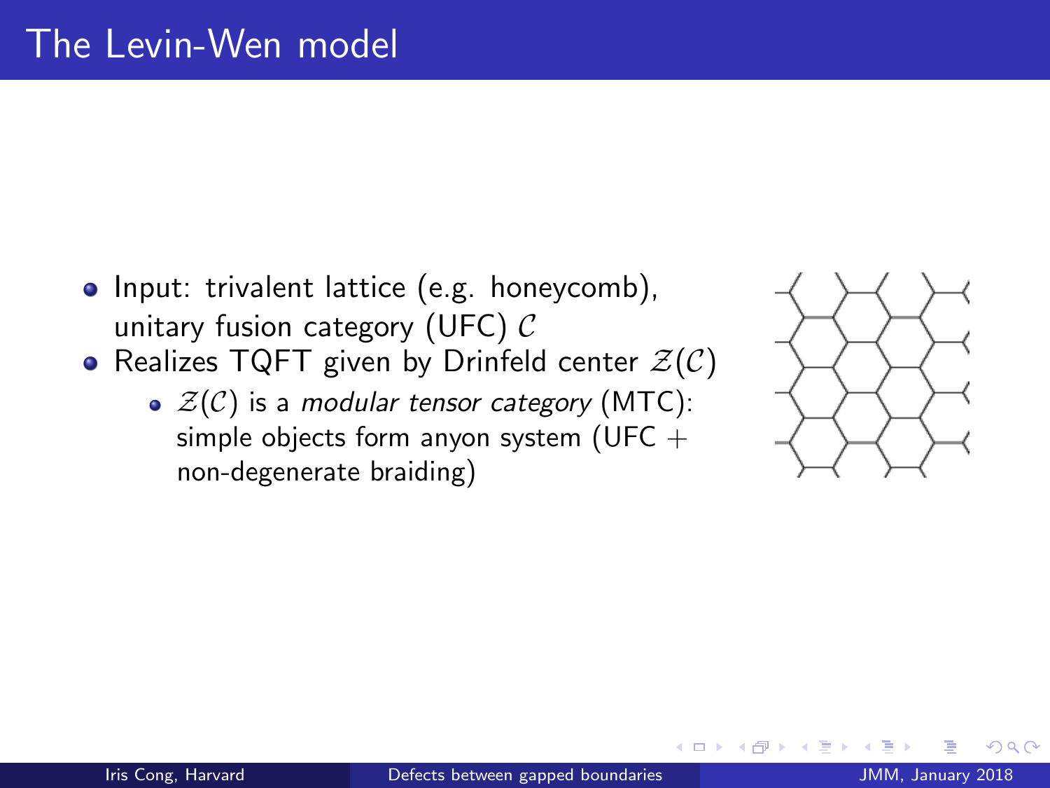# The Levin-Wen model

- Input: trivalent lattice (e.g. honeycomb), unitary fusion category (UFC) $\mathcal{C}$
- Realizes TQFT given by Drinfeld center $\mathcal{Z}(\mathcal{C})$
  - $\mathcal{Z}(\mathcal{C})$ is a *modular tensor category* (MTC): simple objects form anyon system (UFC + non-degenerate braiding)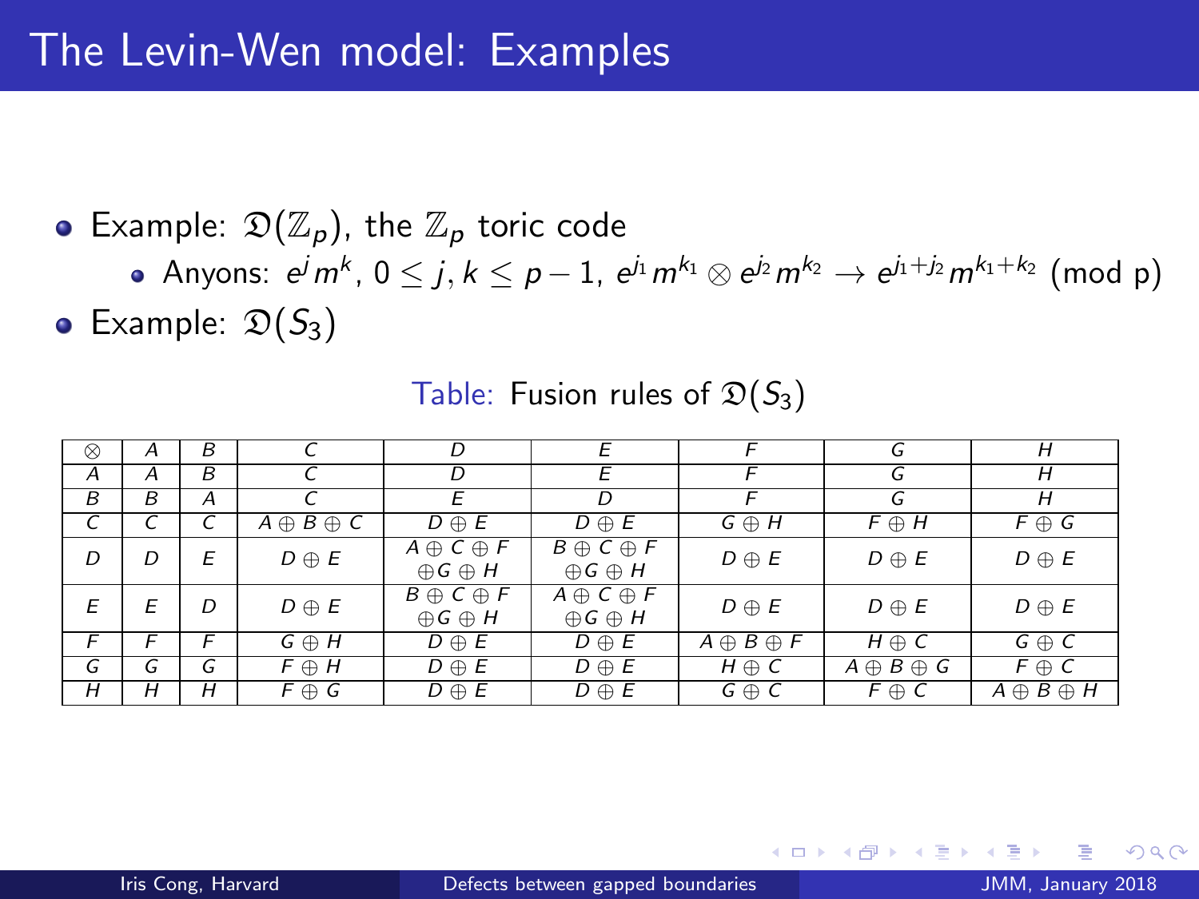# The Levin-Wen model: Examples

- Example: $\mathfrak{D}(\mathbb{Z}_p)$, the $\mathbb{Z}_p$ toric code
  - Anyons: $e^j m^k$, $0 \leq j, k \leq p-1$, $e^{j_1} m^{k_1} \otimes e^{j_2} m^{k_2} \to e^{j_1+j_2} m^{k_1+k_2}$ (mod p)
- Example: $\mathfrak{D}(S_3)$

Table: Fusion rules of $\mathfrak{D}(S_3)$

| $\otimes$ | $A$ | $B$ | $C$ | $D$ | $E$ | $F$ | $G$ | $H$ |
|---|---|---|---|---|---|---|---|---|
| $A$ | $A$ | $B$ | $C$ | $D$ | $E$ | $F$ | $G$ | $H$ |
| $B$ | $B$ | $A$ | $C$ | $E$ | $D$ | $F$ | $G$ | $H$ |
| $C$ | $C$ | $C$ | $A \oplus B \oplus C$ | $D \oplus E$ | $D \oplus E$ | $G \oplus H$ | $F \oplus H$ | $F \oplus G$ |
| $D$ | $D$ | $E$ | $D \oplus E$ | $A \oplus C \oplus F \oplus G \oplus H$ | $B \oplus C \oplus F \oplus G \oplus H$ | $D \oplus E$ | $D \oplus E$ | $D \oplus E$ |
| $E$ | $E$ | $D$ | $D \oplus E$ | $B \oplus C \oplus F \oplus G \oplus H$ | $A \oplus C \oplus F \oplus G \oplus H$ | $D \oplus E$ | $D \oplus E$ | $D \oplus E$ |
| $F$ | $F$ | $F$ | $G \oplus H$ | $D \oplus E$ | $D \oplus E$ | $A \oplus B \oplus F$ | $H \oplus C$ | $G \oplus C$ |
| $G$ | $G$ | $G$ | $F \oplus H$ | $D \oplus E$ | $D \oplus E$ | $H \oplus C$ | $A \oplus B \oplus G$ | $F \oplus C$ |
| $H$ | $H$ | $H$ | $F \oplus G$ | $D \oplus E$ | $D \oplus E$ | $G \oplus C$ | $F \oplus C$ | $A \oplus B \oplus H$ |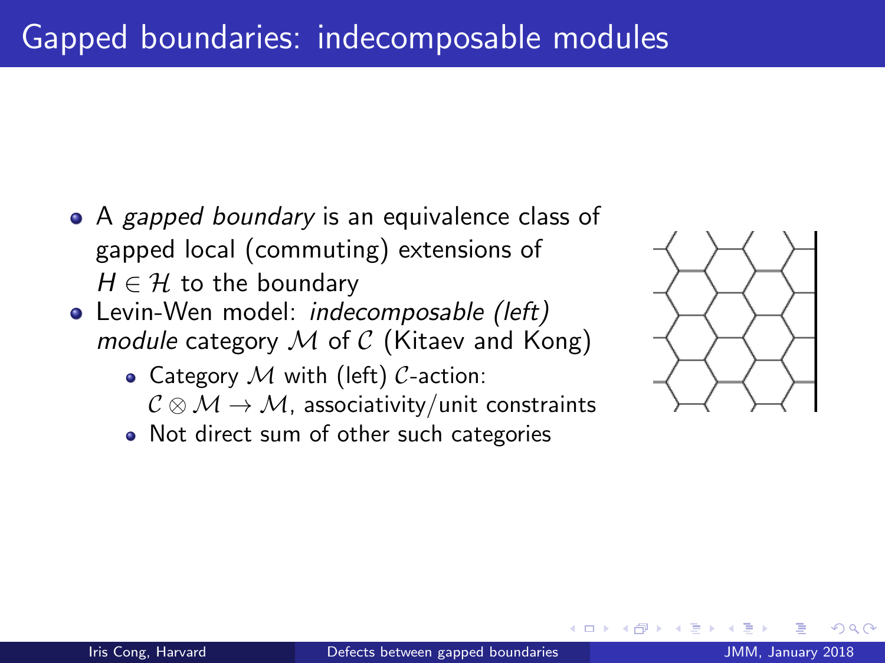# Gapped boundaries: indecomposable modules

- A *gapped boundary* is an equivalence class of gapped local (commuting) extensions of $H \in \mathcal{H}$ to the boundary
- Levin-Wen model: *indecomposable (left) module* category $\mathcal{M}$ of $\mathcal{C}$ (Kitaev and Kong)
  - Category $\mathcal{M}$ with (left) $\mathcal{C}$-action: $\mathcal{C} \otimes \mathcal{M} \to \mathcal{M}$, associativity/unit constraints
  - Not direct sum of other such categories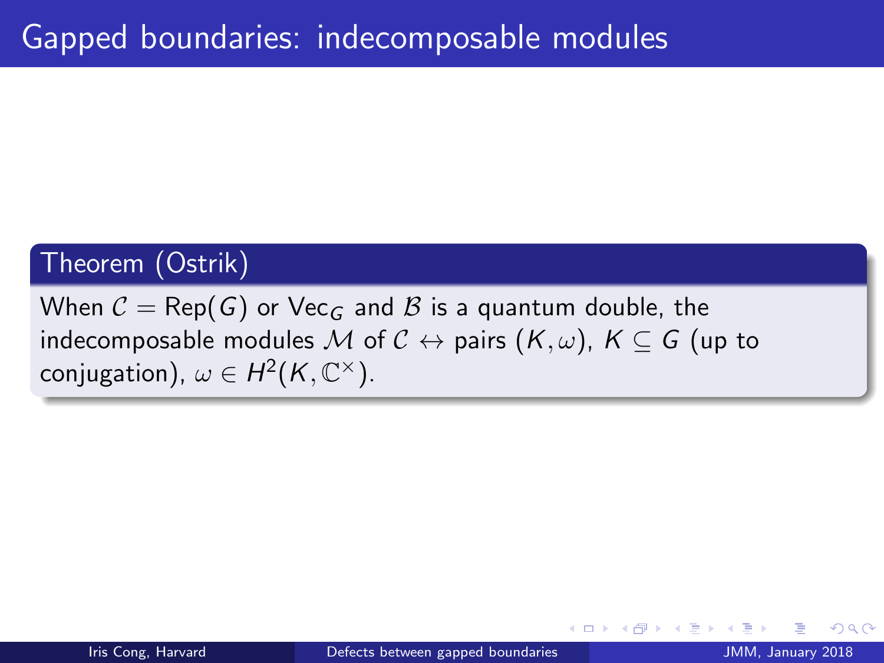# Gapped boundaries: indecomposable modules

**Theorem (Ostrik)**

When $\mathcal{C} = \text{Rep}(G)$ or $\text{Vec}_G$ and $\mathcal{B}$ is a quantum double, the indecomposable modules $\mathcal{M}$ of $\mathcal{C} \leftrightarrow$ pairs $(K, \omega)$, $K \subseteq G$ (up to conjugation), $\omega \in H^2(K, \mathbb{C}^\times)$.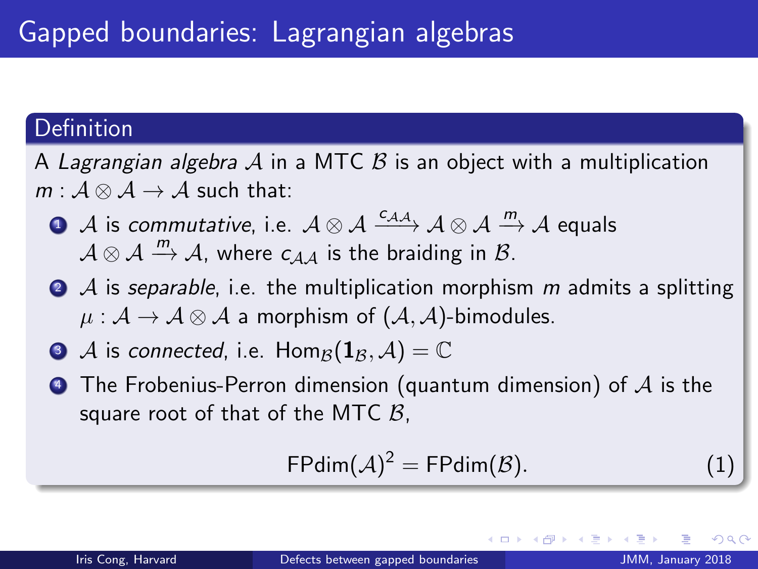# Gapped boundaries: Lagrangian algebras

## Definition

A *Lagrangian algebra* $\mathcal{A}$ in a MTC $\mathcal{B}$ is an object with a multiplication $m : \mathcal{A} \otimes \mathcal{A} \to \mathcal{A}$ such that:

1. $\mathcal{A}$ is *commutative*, i.e. $\mathcal{A} \otimes \mathcal{A} \xrightarrow{c_{\mathcal{A}\mathcal{A}}} \mathcal{A} \otimes \mathcal{A} \xrightarrow{m} \mathcal{A}$ equals $\mathcal{A} \otimes \mathcal{A} \xrightarrow{m} \mathcal{A}$, where $c_{\mathcal{A}\mathcal{A}}$ is the braiding in $\mathcal{B}$.
2. $\mathcal{A}$ is *separable*, i.e. the multiplication morphism $m$ admits a splitting $\mu : \mathcal{A} \to \mathcal{A} \otimes \mathcal{A}$ a morphism of $(\mathcal{A}, \mathcal{A})$-bimodules.
3. $\mathcal{A}$ is *connected*, i.e. $\text{Hom}_{\mathcal{B}}(\mathbf{1}_{\mathcal{B}}, \mathcal{A}) = \mathbb{C}$
4. The Frobenius-Perron dimension (quantum dimension) of $\mathcal{A}$ is the square root of that of the MTC $\mathcal{B}$,

$$\text{FPdim}(\mathcal{A})^2 = \text{FPdim}(\mathcal{B}). \tag{1}$$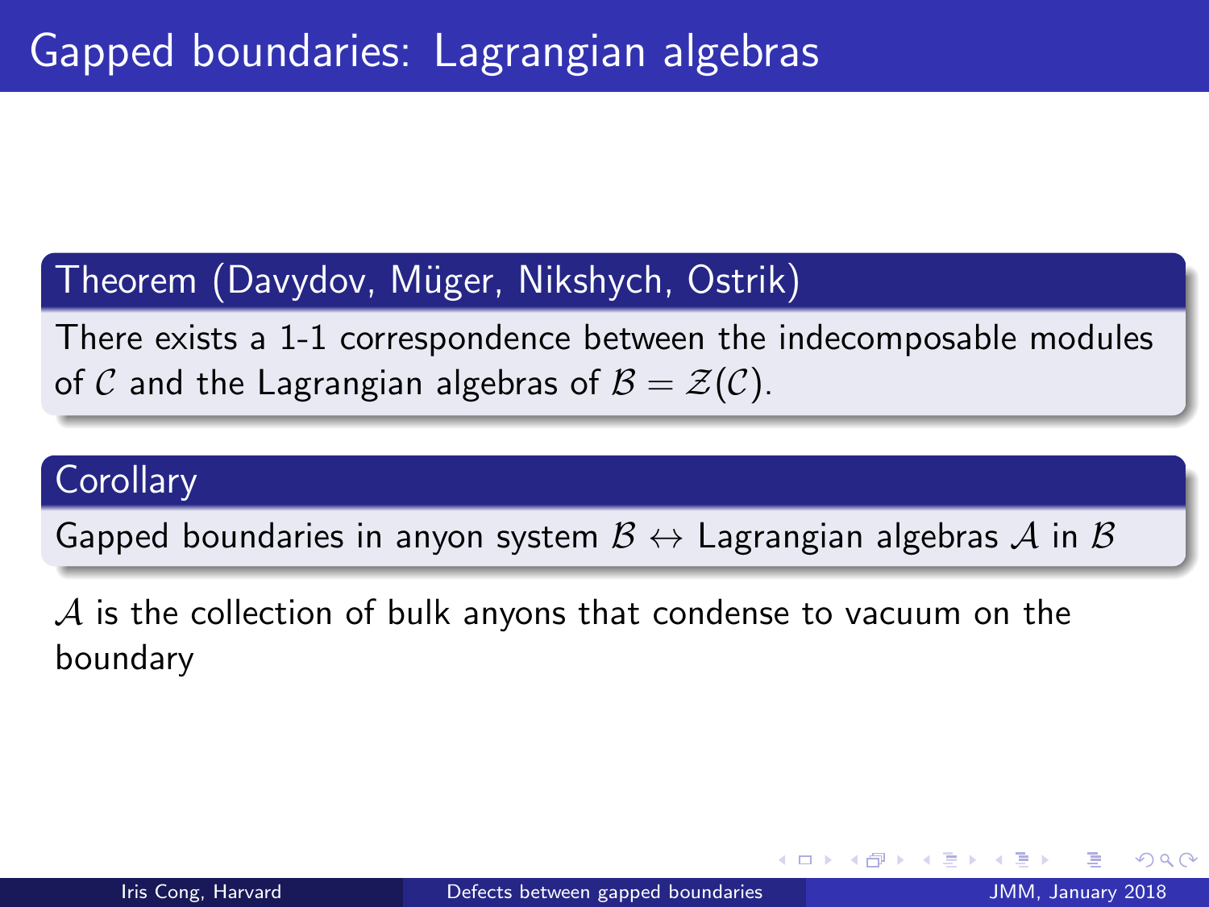# Gapped boundaries: Lagrangian algebras

**Theorem (Davydov, Müger, Nikshych, Ostrik)**

There exists a 1-1 correspondence between the indecomposable modules of $\mathcal{C}$ and the Lagrangian algebras of $\mathcal{B} = \mathcal{Z}(\mathcal{C})$.

**Corollary**

Gapped boundaries in anyon system $\mathcal{B} \leftrightarrow$ Lagrangian algebras $\mathcal{A}$ in $\mathcal{B}$

$\mathcal{A}$ is the collection of bulk anyons that condense to vacuum on the boundary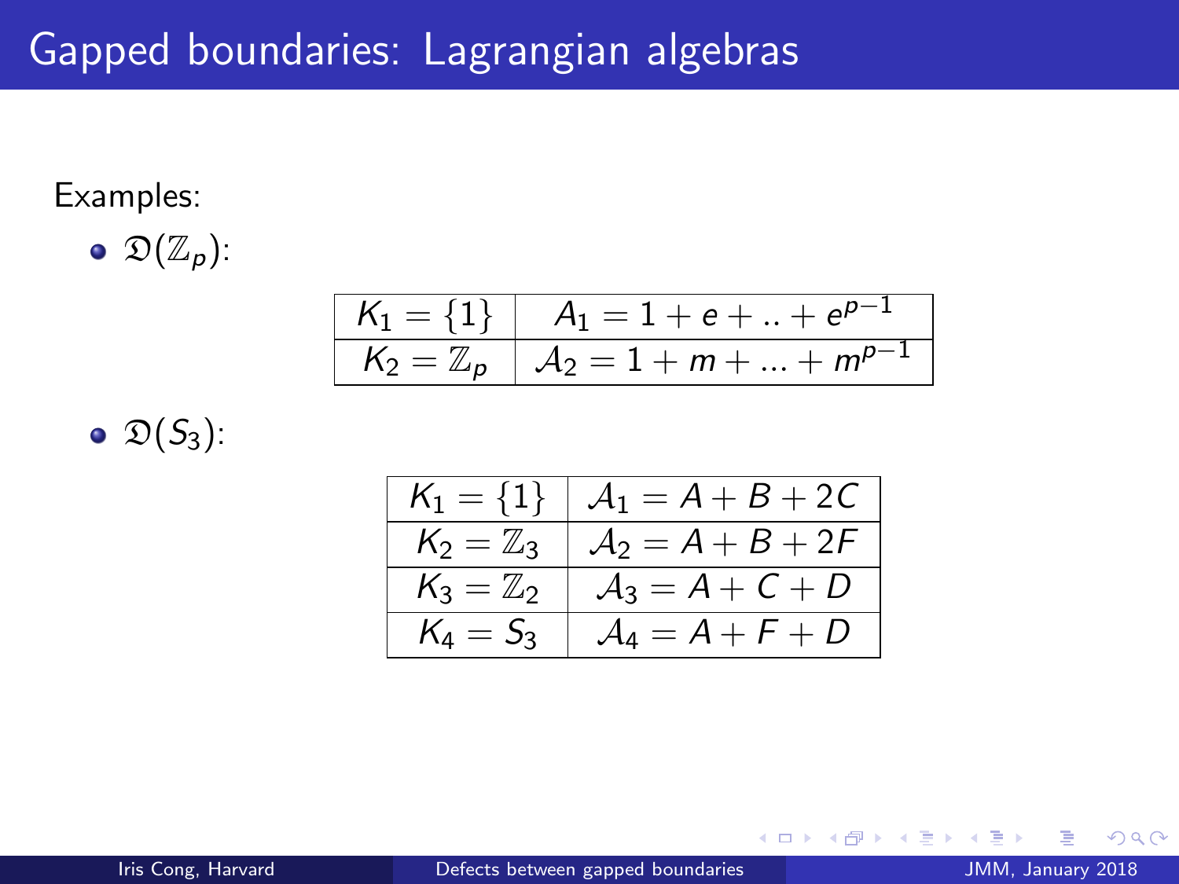# Gapped boundaries: Lagrangian algebras

Examples:

- $\mathfrak{D}(\mathbb{Z}_p)$:

| $K_1 = \{1\}$ | $A_1 = 1 + e + .. + e^{p-1}$ |
|---|---|
| $K_2 = \mathbb{Z}_p$ | $\mathcal{A}_2 = 1 + m + ... + m^{p-1}$ |

- $\mathfrak{D}(S_3)$:

| $K_1 = \{1\}$ | $\mathcal{A}_1 = A + B + 2C$ |
|---|---|
| $K_2 = \mathbb{Z}_3$ | $\mathcal{A}_2 = A + B + 2F$ |
| $K_3 = \mathbb{Z}_2$ | $\mathcal{A}_3 = A + C + D$ |
| $K_4 = S_3$ | $\mathcal{A}_4 = A + F + D$ |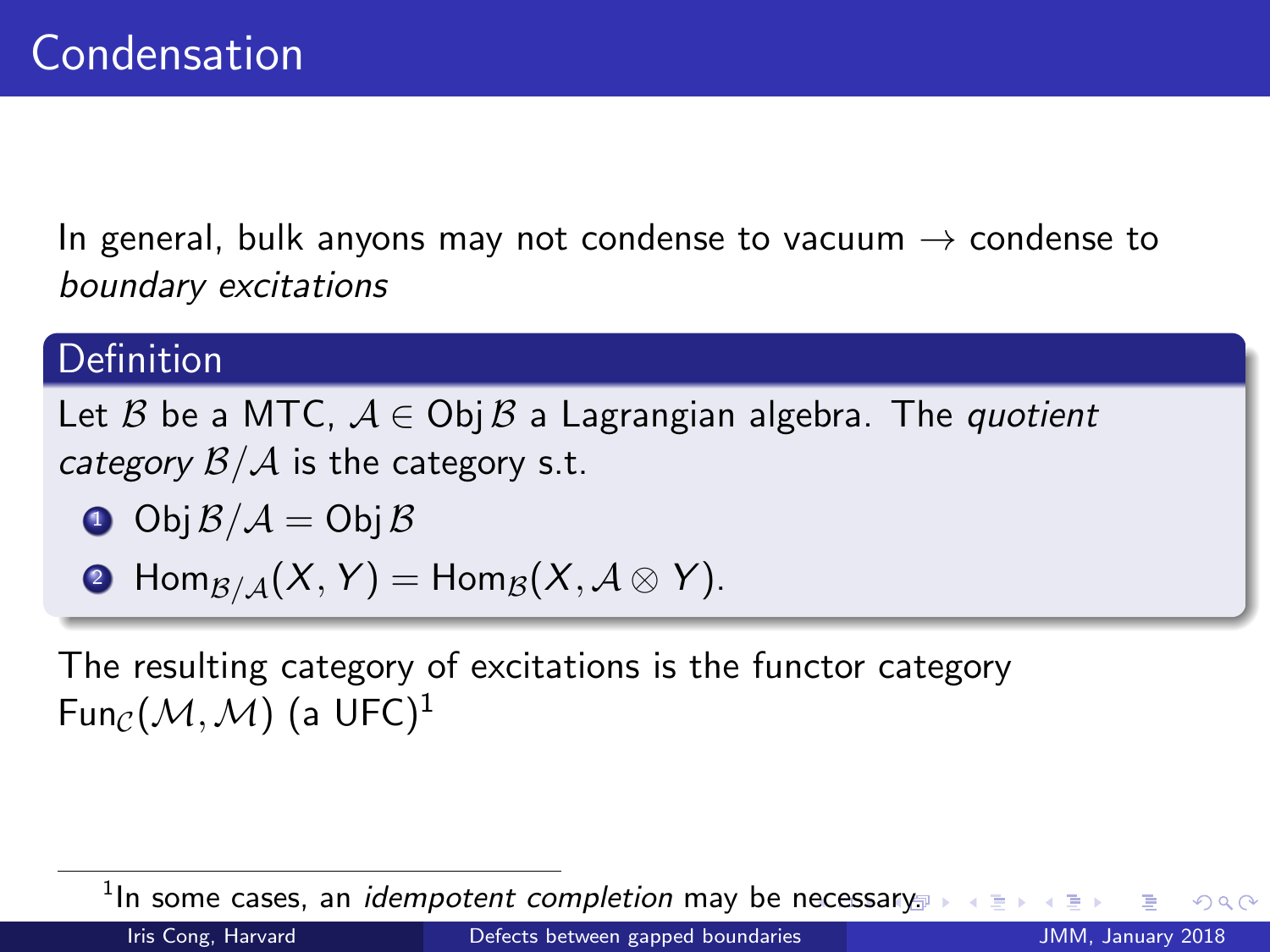# Condensation

In general, bulk anyons may not condense to vacuum $\to$ condense to *boundary excitations*

**Definition**

Let $\mathcal{B}$ be a MTC, $\mathcal{A} \in \operatorname{Obj} \mathcal{B}$ a Lagrangian algebra. The *quotient category* $\mathcal{B}/\mathcal{A}$ is the category s.t.

1. $\operatorname{Obj} \mathcal{B}/\mathcal{A} = \operatorname{Obj} \mathcal{B}$
2. $\operatorname{Hom}_{\mathcal{B}/\mathcal{A}}(X, Y) = \operatorname{Hom}_{\mathcal{B}}(X, \mathcal{A} \otimes Y)$.

The resulting category of excitations is the functor category $\operatorname{Fun}_{\mathcal{C}}(\mathcal{M}, \mathcal{M})$ (a UFC)[1]

[1] In some cases, an *idempotent completion* may be necessary.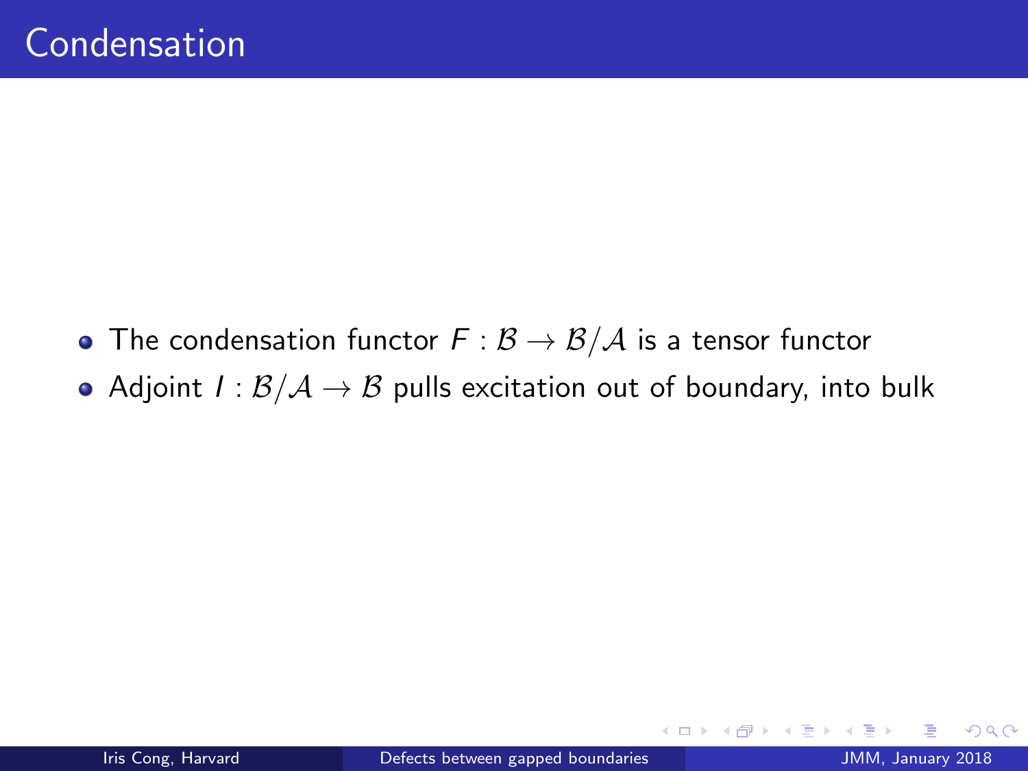# Condensation

- The condensation functor $F : \mathcal{B} \to \mathcal{B}/\mathcal{A}$ is a tensor functor
- Adjoint $I : \mathcal{B}/\mathcal{A} \to \mathcal{B}$ pulls excitation out of boundary, into bulk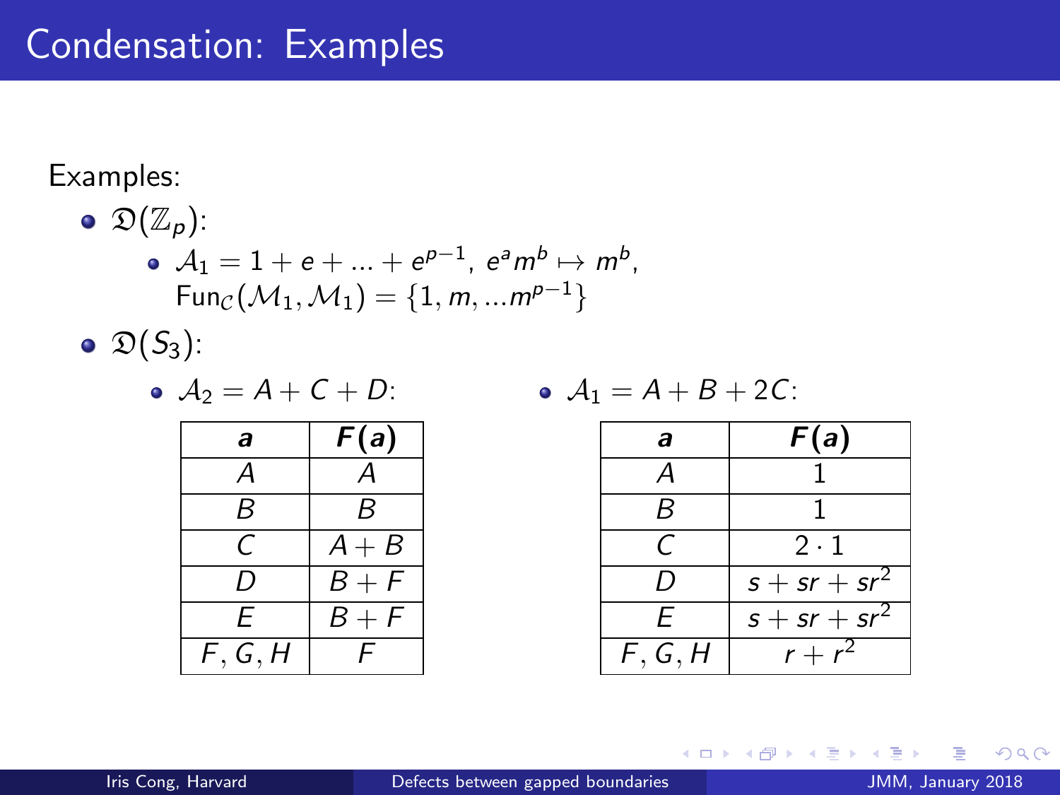# Condensation: Examples

Examples:

- $\mathfrak{D}(\mathbb{Z}_p)$:
  - $\mathcal{A}_1 = 1 + e + ... + e^{p-1}$, $e^a m^b \mapsto m^b$,
    $\text{Fun}_{\mathcal{C}}(\mathcal{M}_1, \mathcal{M}_1) = \{1, m, ...m^{p-1}\}$
- $\mathfrak{D}(S_3)$:
  - $\mathcal{A}_2 = A + C + D$:

| $a$ | $F(a)$ |
|---|---|
| $A$ | $A$ |
| $B$ | $B$ |
| $C$ | $A + B$ |
| $D$ | $B + F$ |
| $E$ | $B + F$ |
| $F, G, H$ | $F$ |

  - $\mathcal{A}_1 = A + B + 2C$:

| $a$ | $F(a)$ |
|---|---|
| $A$ | $1$ |
| $B$ | $1$ |
| $C$ | $2 \cdot 1$ |
| $D$ | $s + sr + sr^2$ |
| $E$ | $s + sr + sr^2$ |
| $F, G, H$ | $r + r^2$ |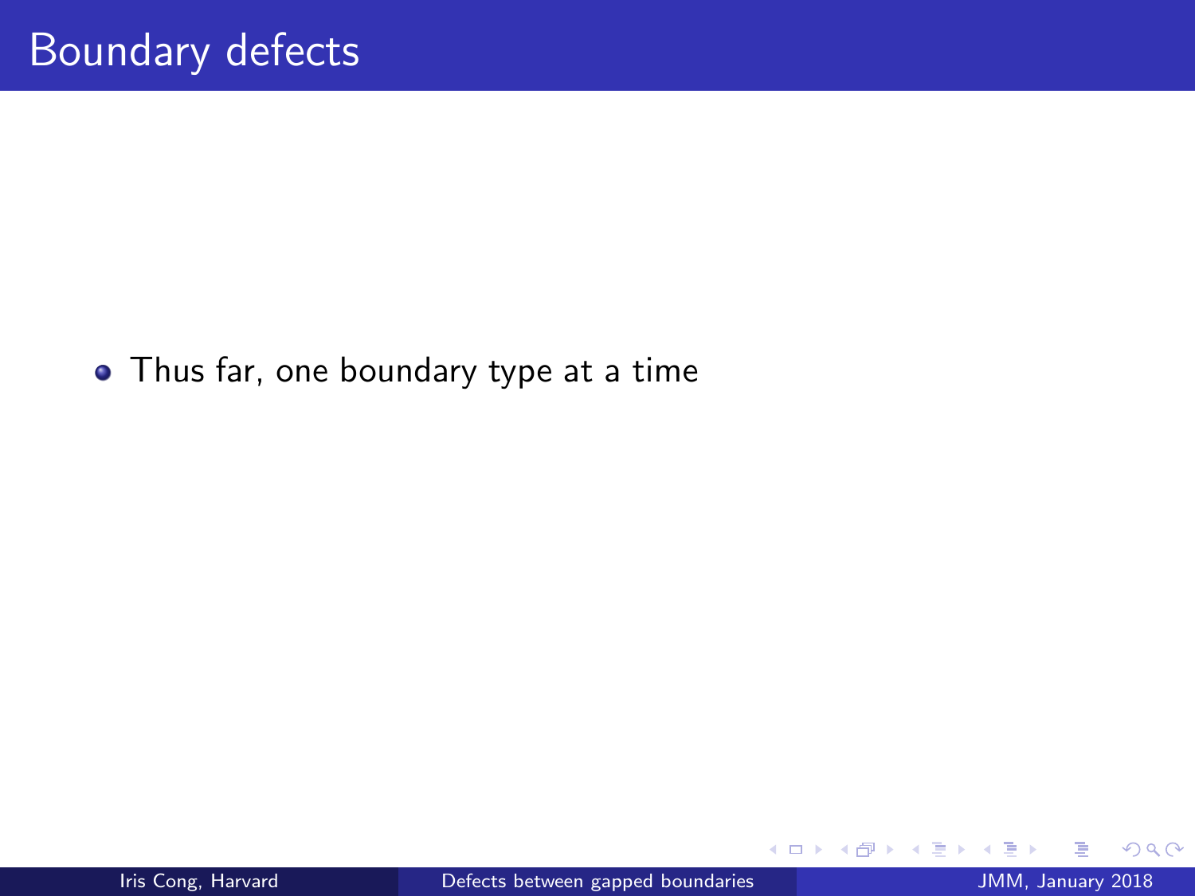# Boundary defects

- Thus far, one boundary type at a time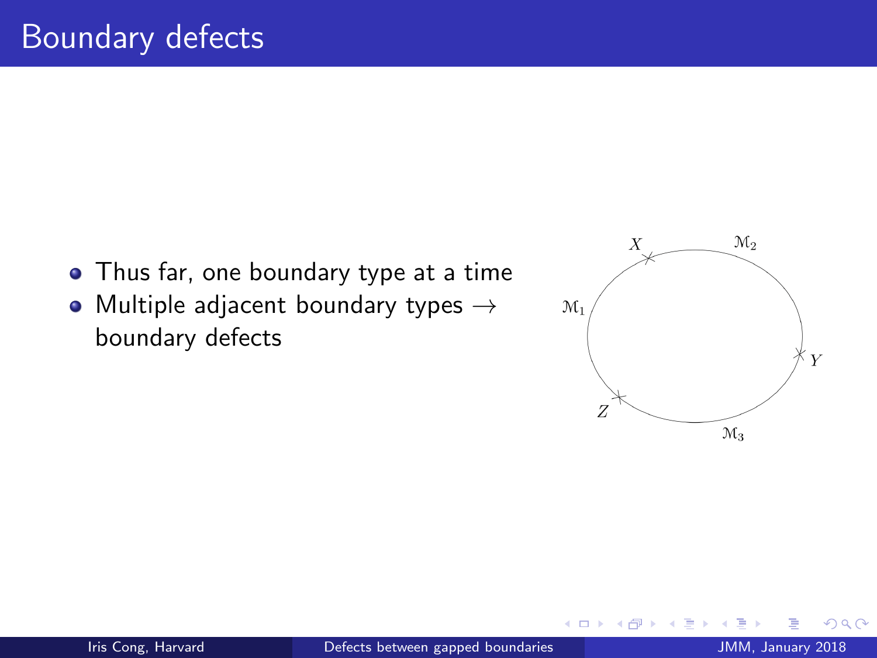# Boundary defects

- Thus far, one boundary type at a time
- Multiple adjacent boundary types → boundary defects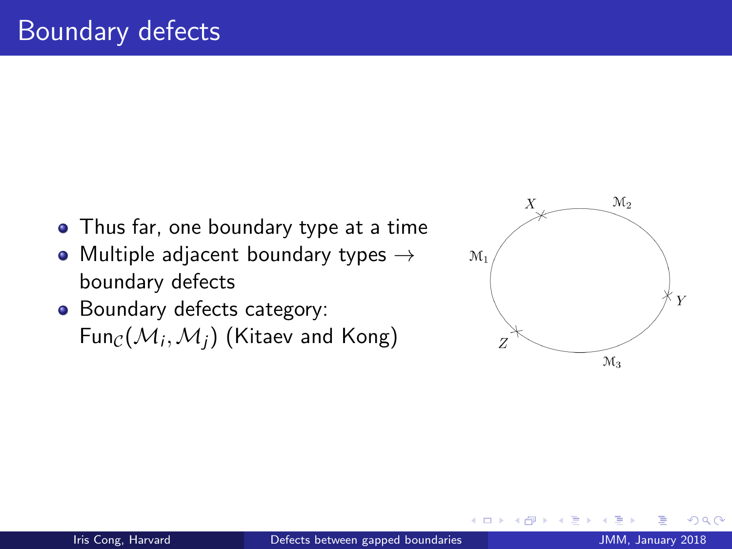# Boundary defects

- Thus far, one boundary type at a time
- Multiple adjacent boundary types → boundary defects
- Boundary defects category: $\text{Fun}_{\mathcal{C}}(\mathcal{M}_i, \mathcal{M}_j)$ (Kitaev and Kong)

$X$ $\mathcal{M}_2$ $\mathcal{M}_1$ $Y$ $Z$ $\mathcal{M}_3$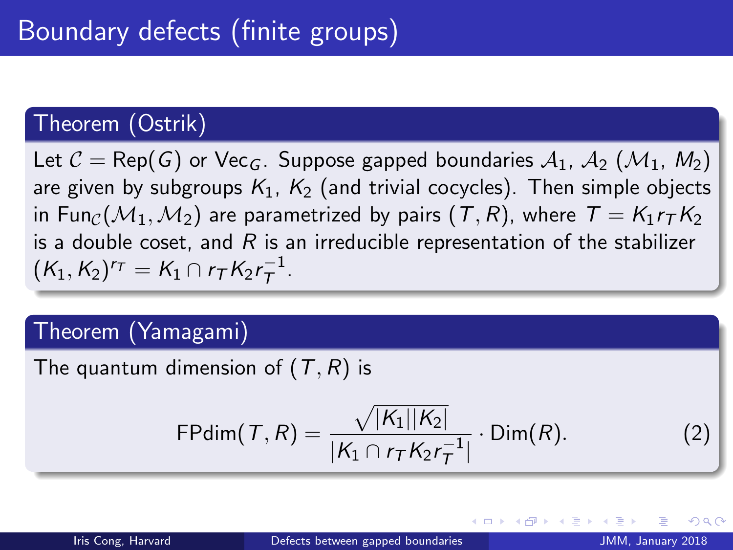# Boundary defects (finite groups)

**Theorem (Ostrik)**

Let $\mathcal{C} = \text{Rep}(G)$ or $\text{Vec}_G$. Suppose gapped boundaries $\mathcal{A}_1$, $\mathcal{A}_2$ ($\mathcal{M}_1$, $M_2$) are given by subgroups $K_1$, $K_2$ (and trivial cocycles). Then simple objects in $\text{Fun}_{\mathcal{C}}(\mathcal{M}_1, \mathcal{M}_2)$ are parametrized by pairs $(T, R)$, where $T = K_1 r_T K_2$ is a double coset, and $R$ is an irreducible representation of the stabilizer $(K_1, K_2)^{r_T} = K_1 \cap r_T K_2 r_T^{-1}$.

**Theorem (Yamagami)**

The quantum dimension of $(T, R)$ is

$$\text{FPdim}(T, R) = \frac{\sqrt{|K_1||K_2|}}{|K_1 \cap r_T K_2 r_T^{-1}|} \cdot \text{Dim}(R). \tag{2}$$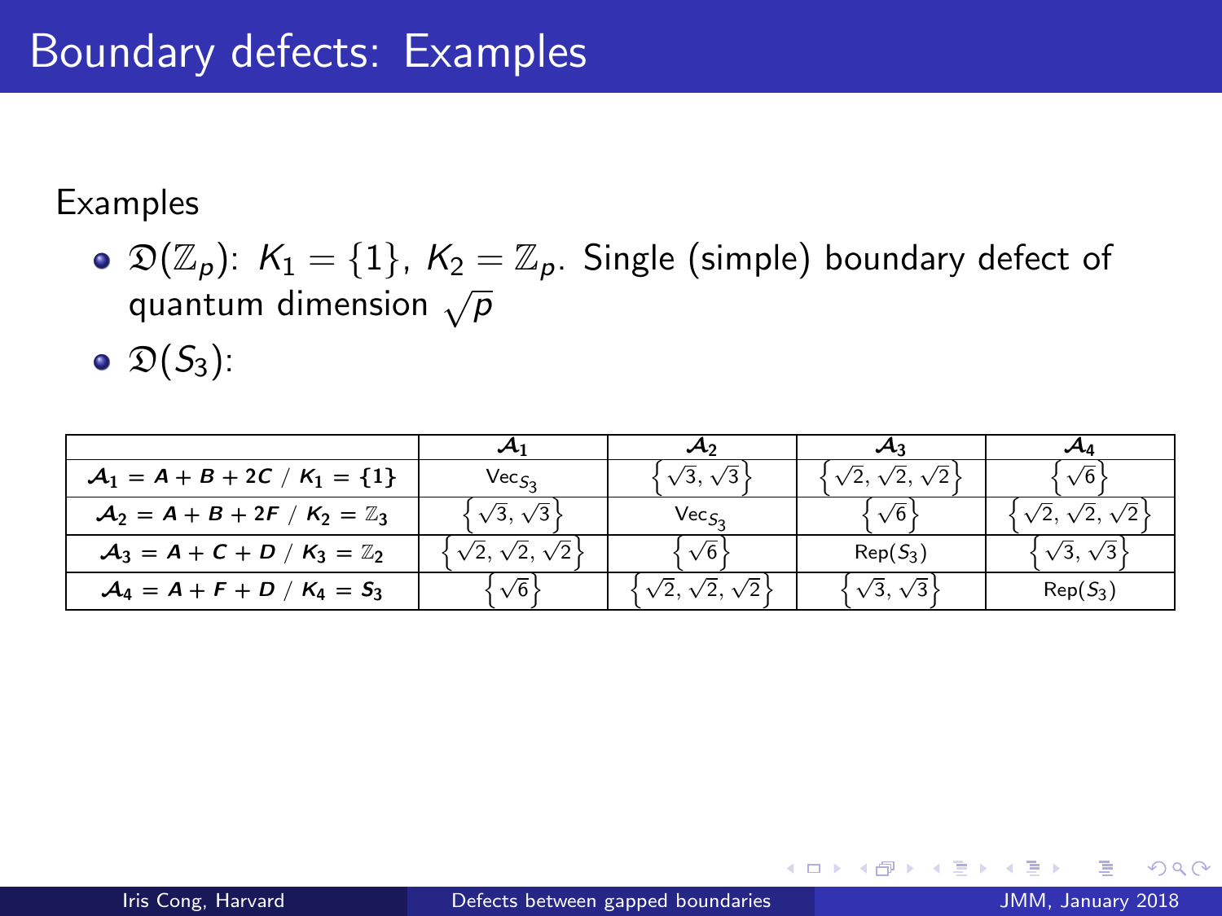# Boundary defects: Examples

Examples

- $\mathfrak{D}(\mathbb{Z}_p)$: $K_1 = \{1\}$, $K_2 = \mathbb{Z}_p$. Single (simple) boundary defect of quantum dimension $\sqrt{p}$
- $\mathfrak{D}(S_3)$:

| | $\mathcal{A}_1$ | $\mathcal{A}_2$ | $\mathcal{A}_3$ | $\mathcal{A}_4$ |
|---|---|---|---|---|
| $\mathcal{A}_1 = A + B + 2C$ / $K_1 = \{1\}$ | $\mathrm{Vec}_{S_3}$ | $\left\{\sqrt{3}, \sqrt{3}\right\}$ | $\left\{\sqrt{2}, \sqrt{2}, \sqrt{2}\right\}$ | $\left\{\sqrt{6}\right\}$ |
| $\mathcal{A}_2 = A + B + 2F$ / $K_2 = \mathbb{Z}_3$ | $\left\{\sqrt{3}, \sqrt{3}\right\}$ | $\mathrm{Vec}_{S_3}$ | $\left\{\sqrt{6}\right\}$ | $\left\{\sqrt{2}, \sqrt{2}, \sqrt{2}\right\}$ |
| $\mathcal{A}_3 = A + C + D$ / $K_3 = \mathbb{Z}_2$ | $\left\{\sqrt{2}, \sqrt{2}, \sqrt{2}\right\}$ | $\left\{\sqrt{6}\right\}$ | $\mathrm{Rep}(S_3)$ | $\left\{\sqrt{3}, \sqrt{3}\right\}$ |
| $\mathcal{A}_4 = A + F + D$ / $K_4 = S_3$ | $\left\{\sqrt{6}\right\}$ | $\left\{\sqrt{2}, \sqrt{2}, \sqrt{2}\right\}$ | $\left\{\sqrt{3}, \sqrt{3}\right\}$ | $\mathrm{Rep}(S_3)$ |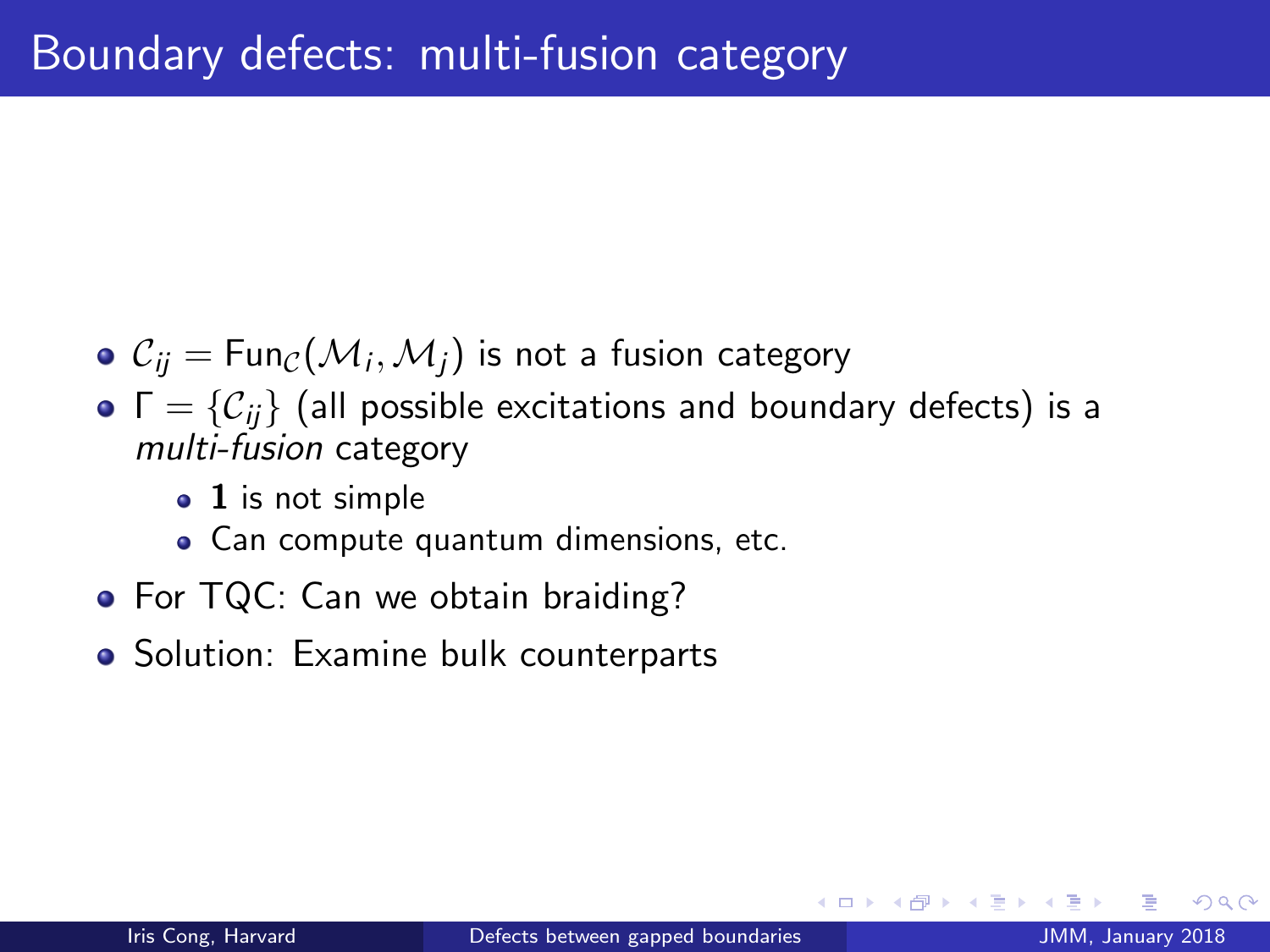# Boundary defects: multi-fusion category

- $\mathcal{C}_{ij} = \mathsf{Fun}_{\mathcal{C}}(\mathcal{M}_i, \mathcal{M}_j)$ is not a fusion category
- $\Gamma = \{\mathcal{C}_{ij}\}$ (all possible excitations and boundary defects) is a *multi-fusion* category
  - $\mathbf{1}$ is not simple
  - Can compute quantum dimensions, etc.
- For TQC: Can we obtain braiding?
- Solution: Examine bulk counterparts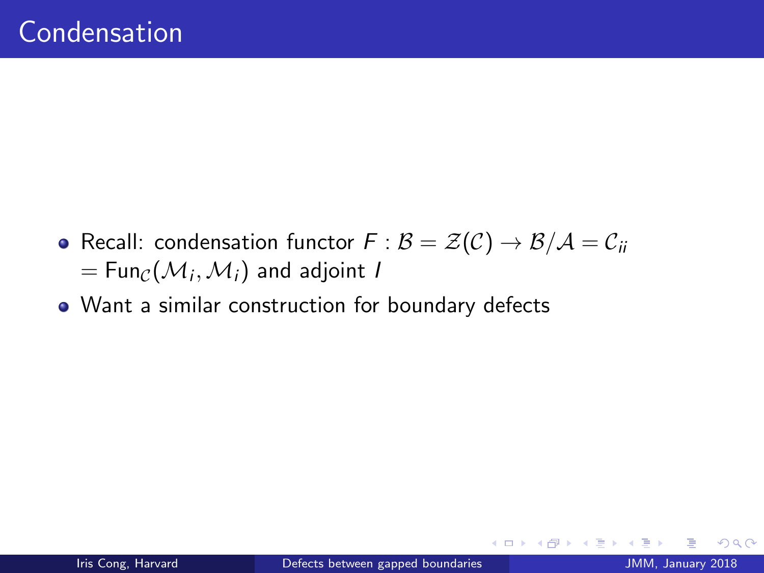# Condensation

- Recall: condensation functor $F : \mathcal{B} = \mathcal{Z}(\mathcal{C}) \to \mathcal{B}/\mathcal{A} = \mathcal{C}_{ii}$ $= \mathrm{Fun}_{\mathcal{C}}(\mathcal{M}_i, \mathcal{M}_i)$ and adjoint $I$
- Want a similar construction for boundary defects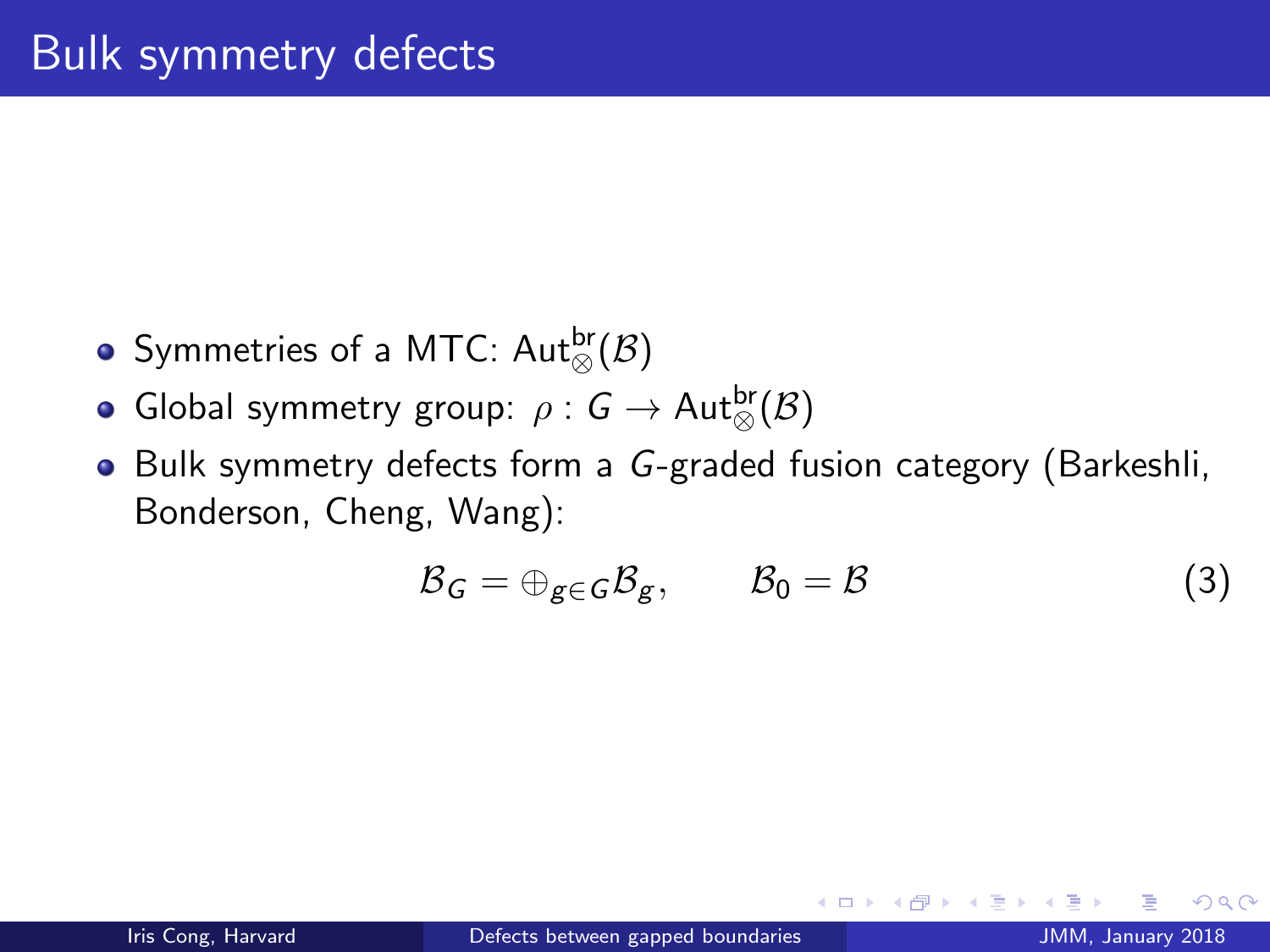# Bulk symmetry defects

- Symmetries of a MTC: $\mathrm{Aut}_{\otimes}^{\mathrm{br}}(\mathcal{B})$
- Global symmetry group: $\rho : G \to \mathrm{Aut}_{\otimes}^{\mathrm{br}}(\mathcal{B})$
- Bulk symmetry defects form a $G$-graded fusion category (Barkeshli, Bonderson, Cheng, Wang):

$$\mathcal{B}_G = \oplus_{g \in G} \mathcal{B}_g, \qquad \mathcal{B}_0 = \mathcal{B} \tag{3}$$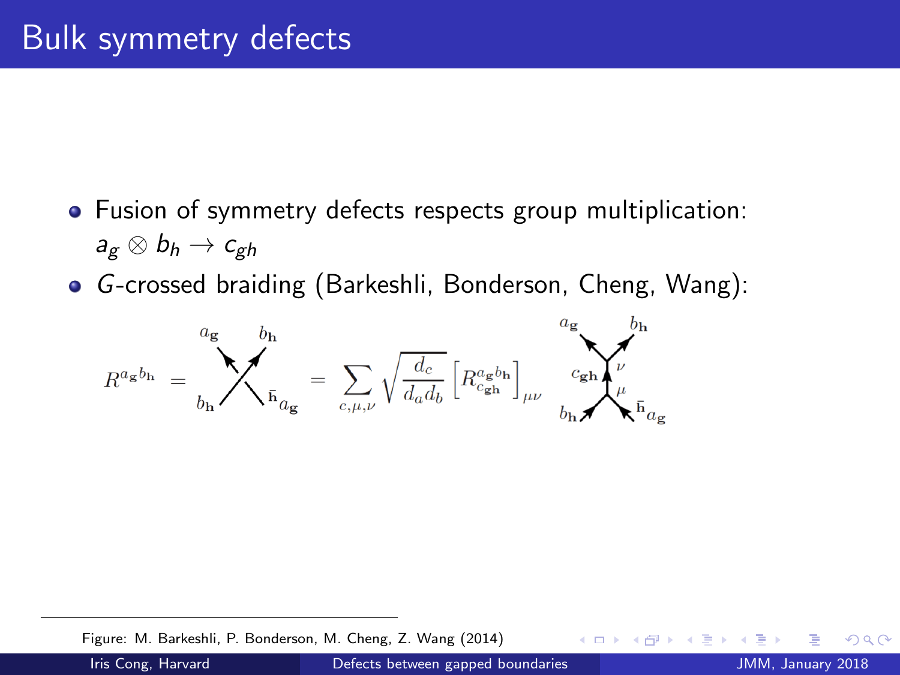# Bulk symmetry defects

- Fusion of symmetry defects respects group multiplication: $a_g \otimes b_h \to c_{gh}$
- *G*-crossed braiding (Barkeshli, Bonderson, Cheng, Wang):

$$R^{a_{\mathbf{g}} b_{\mathbf{h}}} = \sum_{c,\mu,\nu} \sqrt{\frac{d_c}{d_a d_b}} \left[ R^{a_{\mathbf{g}} b_{\mathbf{h}}}_{c_{\mathbf{gh}}} \right]_{\mu\nu}$$

Figure: M. Barkeshli, P. Bonderson, M. Cheng, Z. Wang (2014)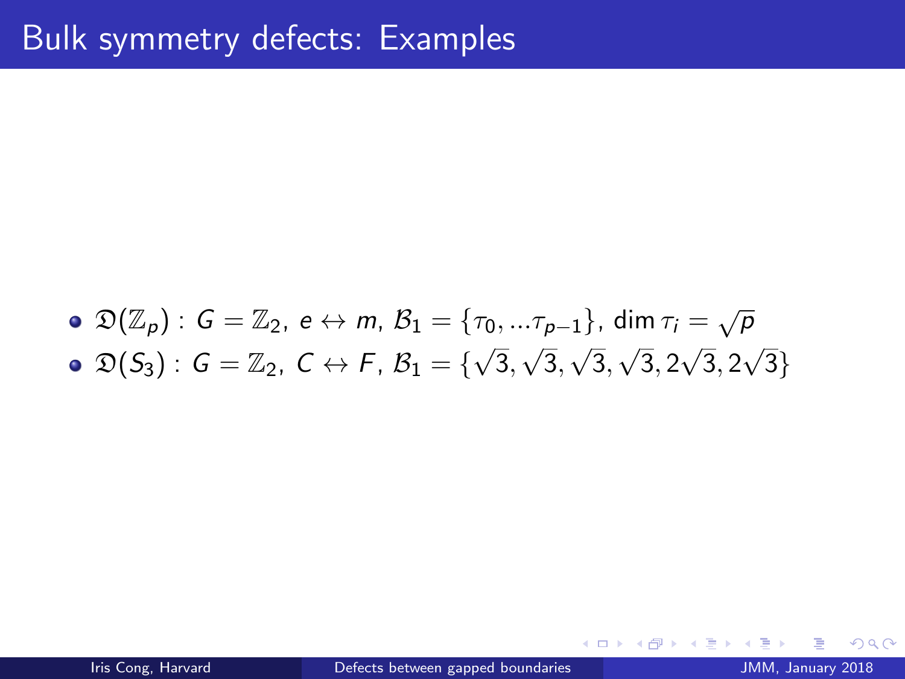# Bulk symmetry defects: Examples

- $\mathfrak{D}(\mathbb{Z}_p)$ : $G = \mathbb{Z}_2$, $e \leftrightarrow m$, $\mathcal{B}_1 = \{\tau_0, ...\tau_{p-1}\}$, $\dim \tau_i = \sqrt{p}$
- $\mathfrak{D}(S_3)$ : $G = \mathbb{Z}_2$, $C \leftrightarrow F$, $\mathcal{B}_1 = \{\sqrt{3}, \sqrt{3}, \sqrt{3}, \sqrt{3}, 2\sqrt{3}, 2\sqrt{3}\}$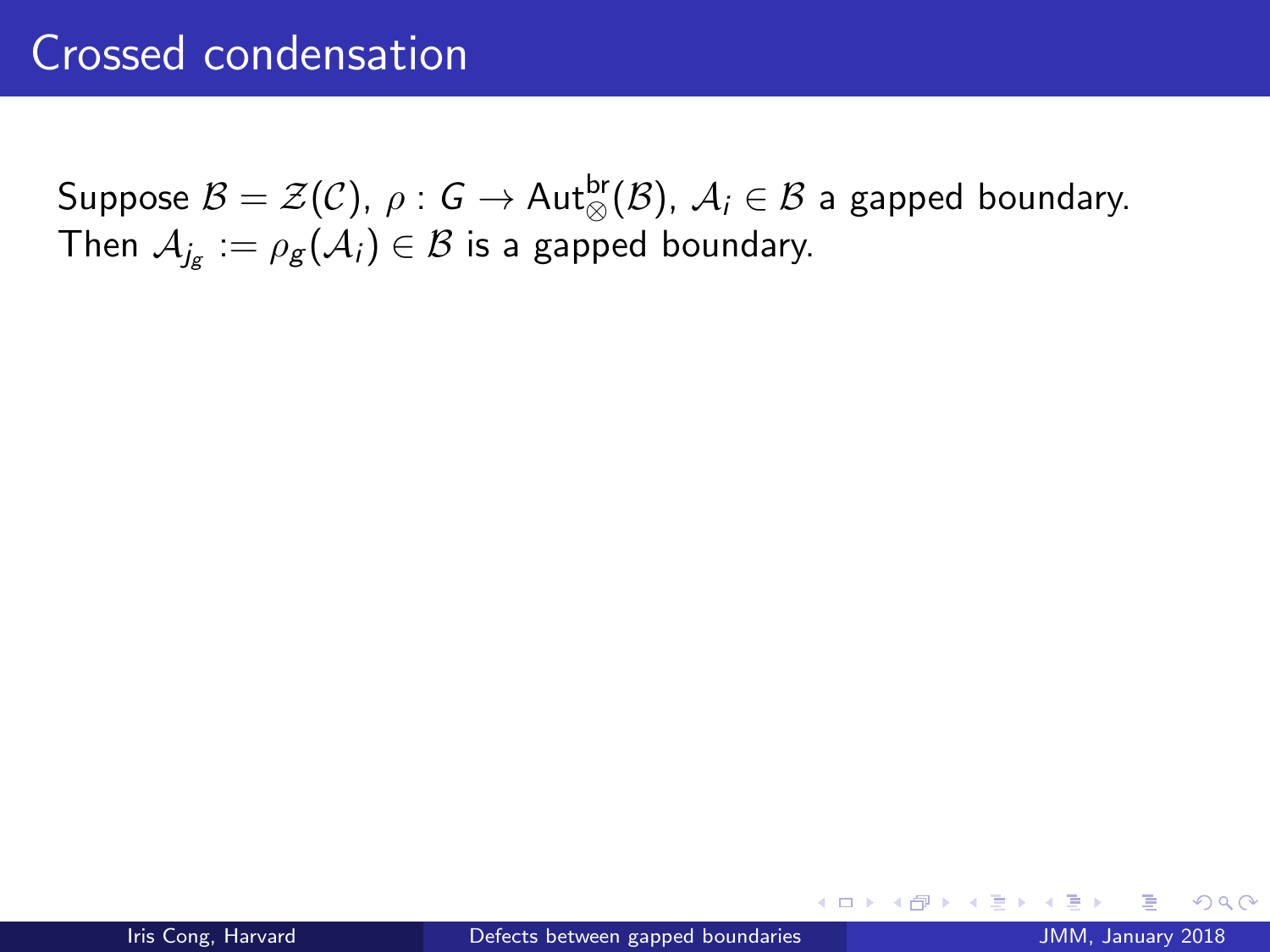# Crossed condensation

Suppose $\mathcal{B} = \mathcal{Z}(\mathcal{C})$, $\rho : G \to \mathsf{Aut}_{\otimes}^{\mathsf{br}}(\mathcal{B})$, $\mathcal{A}_i \in \mathcal{B}$ a gapped boundary. Then $\mathcal{A}_{j_g} := \rho_g(\mathcal{A}_i) \in \mathcal{B}$ is a gapped boundary.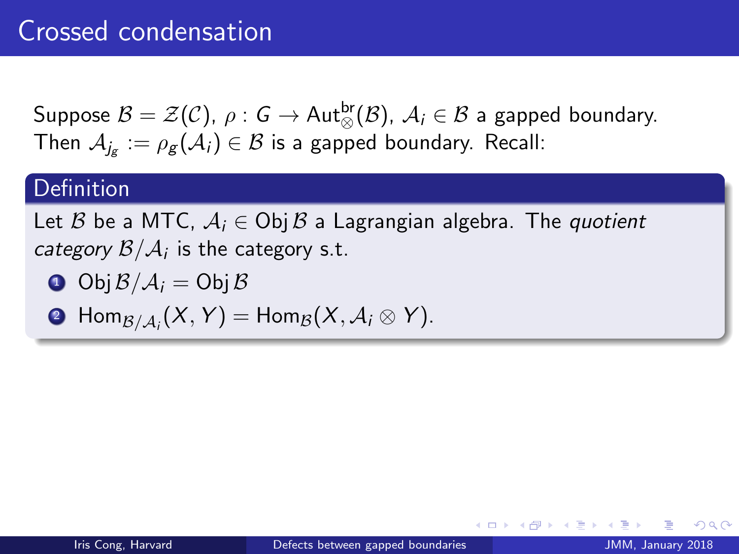# Crossed condensation

Suppose $\mathcal{B} = \mathcal{Z}(\mathcal{C})$, $\rho : G \to \mathrm{Aut}_{\otimes}^{\mathrm{br}}(\mathcal{B})$, $\mathcal{A}_i \in \mathcal{B}$ a gapped boundary. Then $\mathcal{A}_{j_g} := \rho_g(\mathcal{A}_i) \in \mathcal{B}$ is a gapped boundary. Recall:

**Definition**

Let $\mathcal{B}$ be a MTC, $\mathcal{A}_i \in \mathrm{Obj}\,\mathcal{B}$ a Lagrangian algebra. The *quotient category* $\mathcal{B}/\mathcal{A}_i$ is the category s.t.

1. $\mathrm{Obj}\,\mathcal{B}/\mathcal{A}_i = \mathrm{Obj}\,\mathcal{B}$
2. $\mathrm{Hom}_{\mathcal{B}/\mathcal{A}_i}(X, Y) = \mathrm{Hom}_{\mathcal{B}}(X, \mathcal{A}_i \otimes Y)$.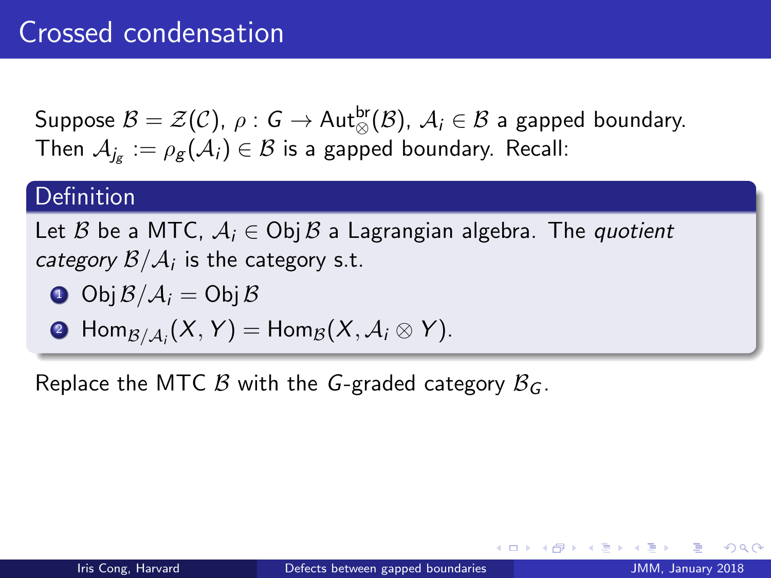# Crossed condensation

Suppose $\mathcal{B} = \mathcal{Z}(\mathcal{C})$, $\rho : G \to \mathrm{Aut}_{\otimes}^{\mathrm{br}}(\mathcal{B})$, $\mathcal{A}_i \in \mathcal{B}$ a gapped boundary. Then $\mathcal{A}_{j_g} := \rho_g(\mathcal{A}_i) \in \mathcal{B}$ is a gapped boundary. Recall:

**Definition**

Let $\mathcal{B}$ be a MTC, $\mathcal{A}_i \in \mathrm{Obj}\,\mathcal{B}$ a Lagrangian algebra. The *quotient category* $\mathcal{B}/\mathcal{A}_i$ is the category s.t.

1. $\mathrm{Obj}\,\mathcal{B}/\mathcal{A}_i = \mathrm{Obj}\,\mathcal{B}$
2. $\mathrm{Hom}_{\mathcal{B}/\mathcal{A}_i}(X, Y) = \mathrm{Hom}_{\mathcal{B}}(X, \mathcal{A}_i \otimes Y)$.

Replace the MTC $\mathcal{B}$ with the $G$-graded category $\mathcal{B}_G$.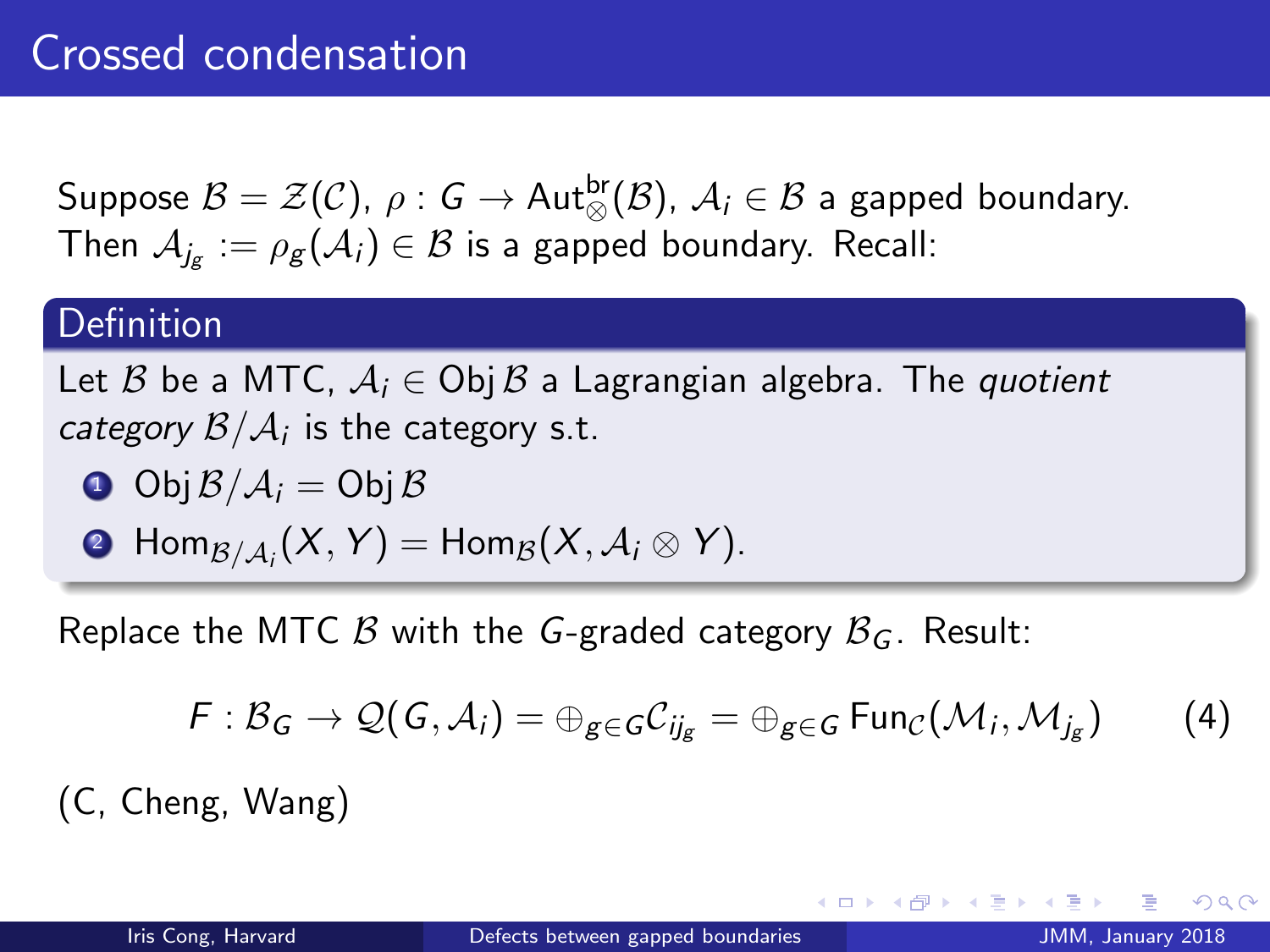# Crossed condensation

Suppose $\mathcal{B} = \mathcal{Z}(\mathcal{C})$, $\rho : G \to \mathrm{Aut}_{\otimes}^{\mathrm{br}}(\mathcal{B})$, $\mathcal{A}_i \in \mathcal{B}$ a gapped boundary. Then $\mathcal{A}_{j_g} := \rho_g(\mathcal{A}_i) \in \mathcal{B}$ is a gapped boundary. Recall:

### Definition

Let $\mathcal{B}$ be a MTC, $\mathcal{A}_i \in \mathrm{Obj}\,\mathcal{B}$ a Lagrangian algebra. The *quotient category* $\mathcal{B}/\mathcal{A}_i$ is the category s.t.

1. $\mathrm{Obj}\,\mathcal{B}/\mathcal{A}_i = \mathrm{Obj}\,\mathcal{B}$
2. $\mathrm{Hom}_{\mathcal{B}/\mathcal{A}_i}(X, Y) = \mathrm{Hom}_{\mathcal{B}}(X, \mathcal{A}_i \otimes Y)$.

Replace the MTC $\mathcal{B}$ with the $G$-graded category $\mathcal{B}_G$. Result:

$$F : \mathcal{B}_G \to \mathcal{Q}(G, \mathcal{A}_i) = \oplus_{g \in G} \mathcal{C}_{ij_g} = \oplus_{g \in G} \mathrm{Fun}_{\mathcal{C}}(\mathcal{M}_i, \mathcal{M}_{j_g}) \qquad (4)$$

(C, Cheng, Wang)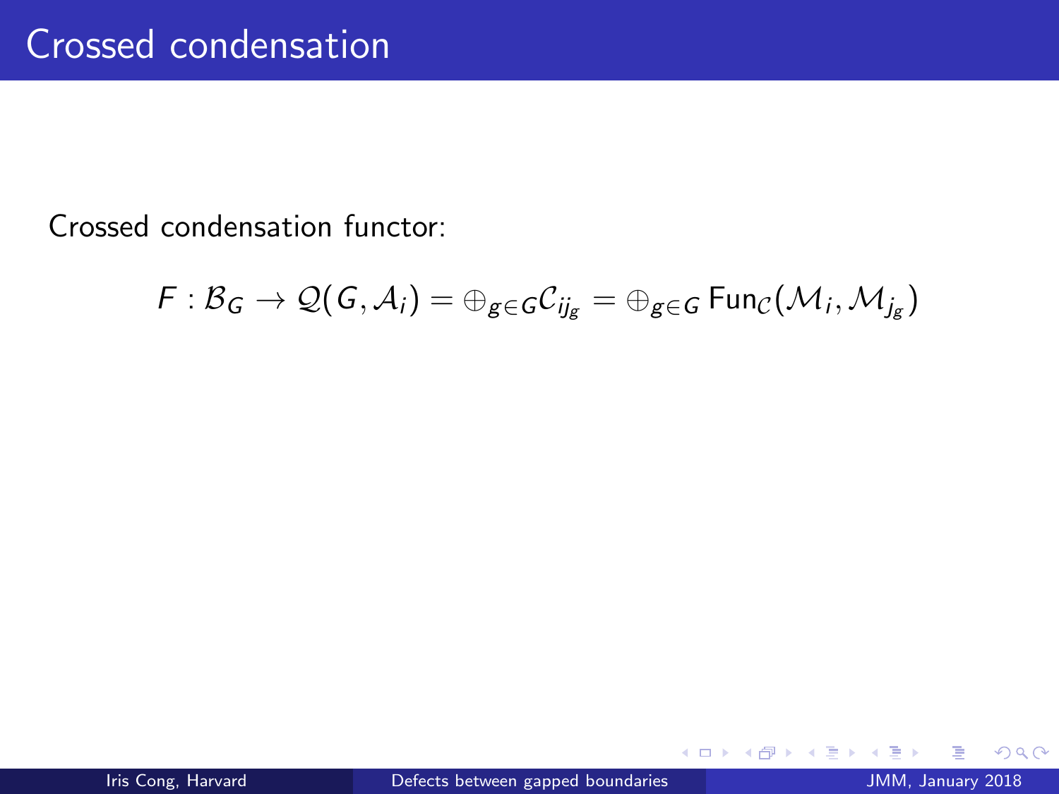# Crossed condensation

Crossed condensation functor:

$$F : \mathcal{B}_G \to \mathcal{Q}(G, \mathcal{A}_i) = \oplus_{g \in G} \mathcal{C}_{ij_g} = \oplus_{g \in G} \mathrm{Fun}_{\mathcal{C}}(\mathcal{M}_i, \mathcal{M}_{j_g})$$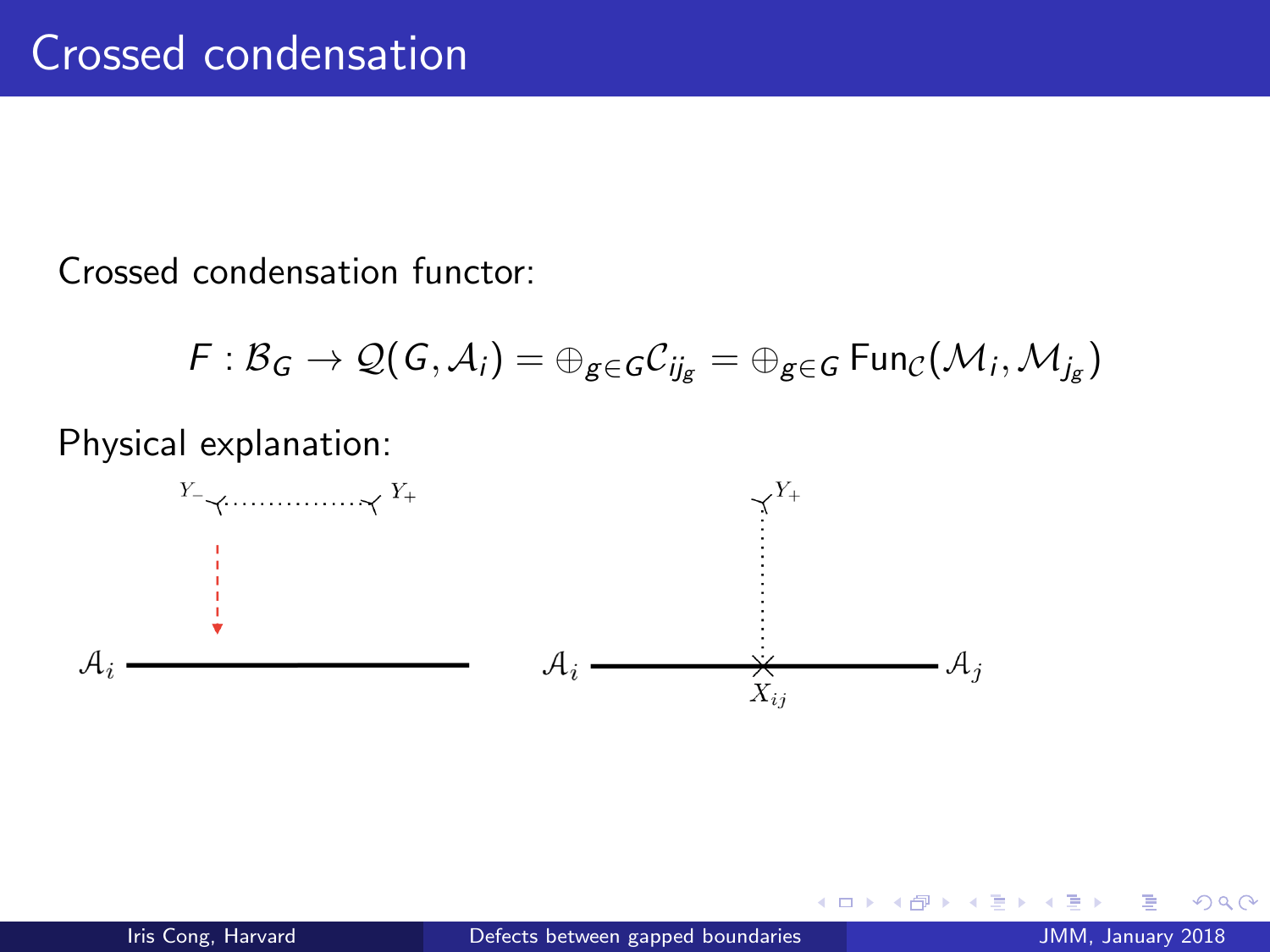# Crossed condensation

Crossed condensation functor:

$$F : \mathcal{B}_G \to \mathcal{Q}(G, \mathcal{A}_i) = \oplus_{g \in G} \mathcal{C}_{ij_g} = \oplus_{g \in G} \operatorname{Fun}_{\mathcal{C}}(\mathcal{M}_i, \mathcal{M}_{j_g})$$

Physical explanation: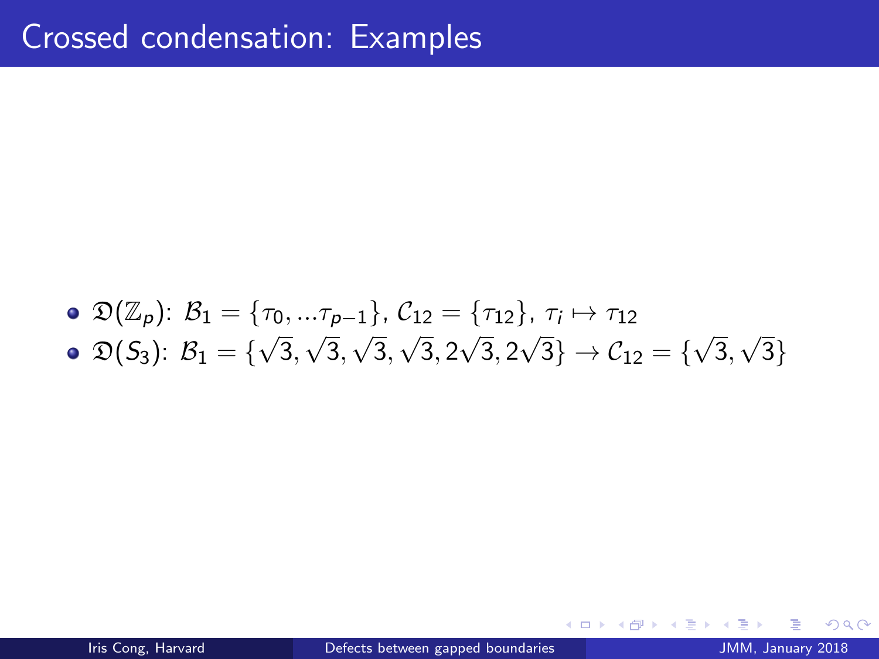# Crossed condensation: Examples

- $\mathfrak{D}(\mathbb{Z}_p)$: $\mathcal{B}_1 = \{\tau_0, ...\tau_{p-1}\}$, $\mathcal{C}_{12} = \{\tau_{12}\}$, $\tau_i \mapsto \tau_{12}$
- $\mathfrak{D}(S_3)$: $\mathcal{B}_1 = \{\sqrt{3}, \sqrt{3}, \sqrt{3}, \sqrt{3}, 2\sqrt{3}, 2\sqrt{3}\} \to \mathcal{C}_{12} = \{\sqrt{3}, \sqrt{3}\}$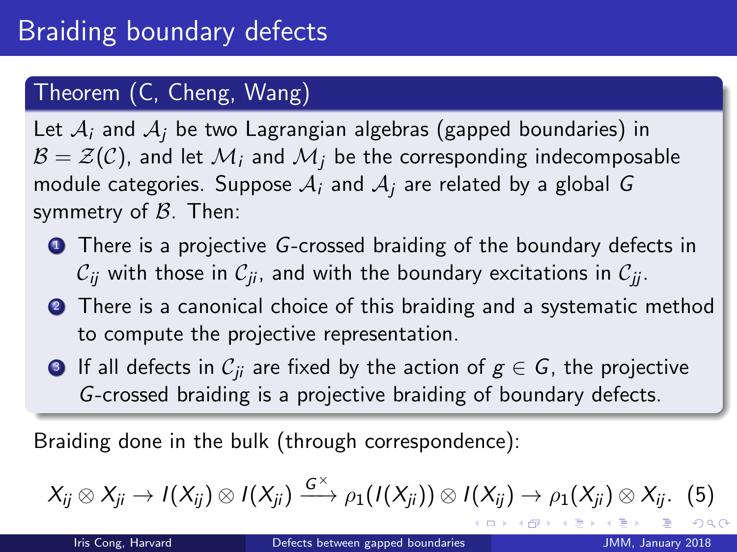# Braiding boundary defects

**Theorem (C, Cheng, Wang)**

Let $\mathcal{A}_i$ and $\mathcal{A}_j$ be two Lagrangian algebras (gapped boundaries) in $\mathcal{B} = \mathcal{Z}(\mathcal{C})$, and let $\mathcal{M}_i$ and $\mathcal{M}_j$ be the corresponding indecomposable module categories. Suppose $\mathcal{A}_i$ and $\mathcal{A}_j$ are related by a global $G$ symmetry of $\mathcal{B}$. Then:

1. There is a projective $G$-crossed braiding of the boundary defects in $\mathcal{C}_{ij}$ with those in $\mathcal{C}_{ji}$, and with the boundary excitations in $\mathcal{C}_{jj}$.
2. There is a canonical choice of this braiding and a systematic method to compute the projective representation.
3. If all defects in $\mathcal{C}_{ji}$ are fixed by the action of $g \in G$, the projective $G$-crossed braiding is a projective braiding of boundary defects.

Braiding done in the bulk (through correspondence):

$$X_{ij} \otimes X_{ji} \to I(X_{ij}) \otimes I(X_{ji}) \xrightarrow{G^{\times}} \rho_1(I(X_{ji})) \otimes I(X_{ij}) \to \rho_1(X_{ji}) \otimes X_{ij}. \quad (5)$$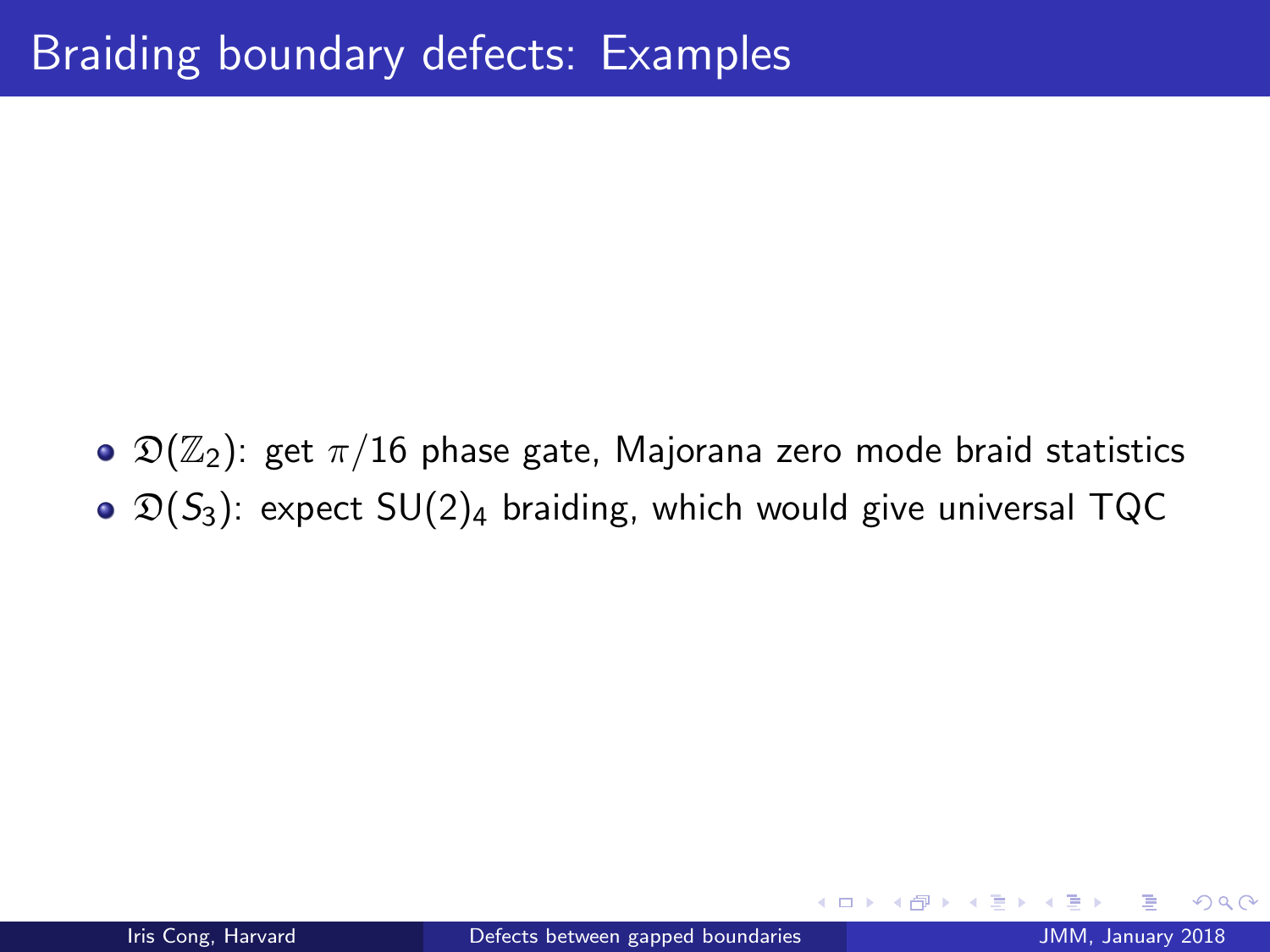# Braiding boundary defects: Examples

- $\mathfrak{D}(\mathbb{Z}_2)$: get $\pi/16$ phase gate, Majorana zero mode braid statistics
- $\mathfrak{D}(S_3)$: expect $SU(2)_4$ braiding, which would give universal TQC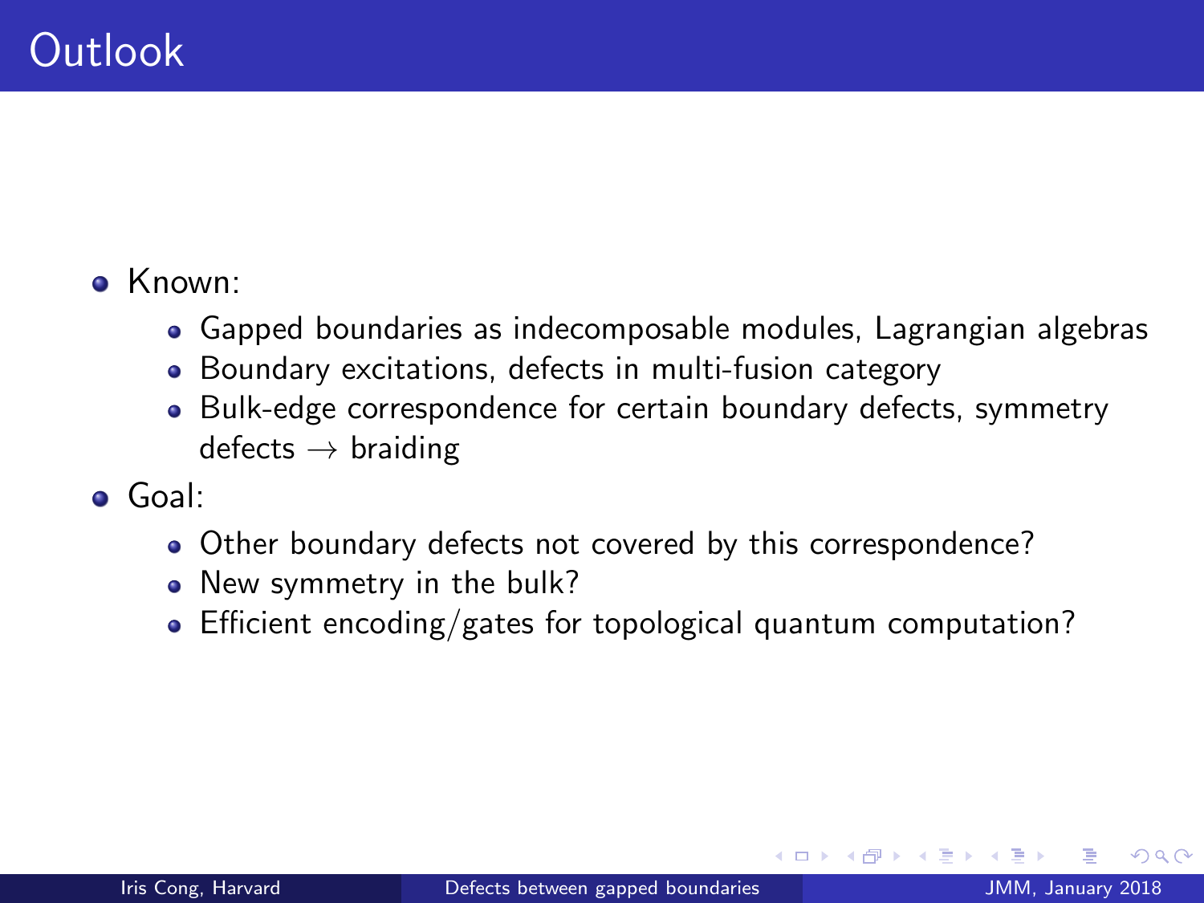# Outlook

- Known:
  - Gapped boundaries as indecomposable modules, Lagrangian algebras
  - Boundary excitations, defects in multi-fusion category
  - Bulk-edge correspondence for certain boundary defects, symmetry defects $\rightarrow$ braiding
- Goal:
  - Other boundary defects not covered by this correspondence?
  - New symmetry in the bulk?
  - Efficient encoding/gates for topological quantum computation?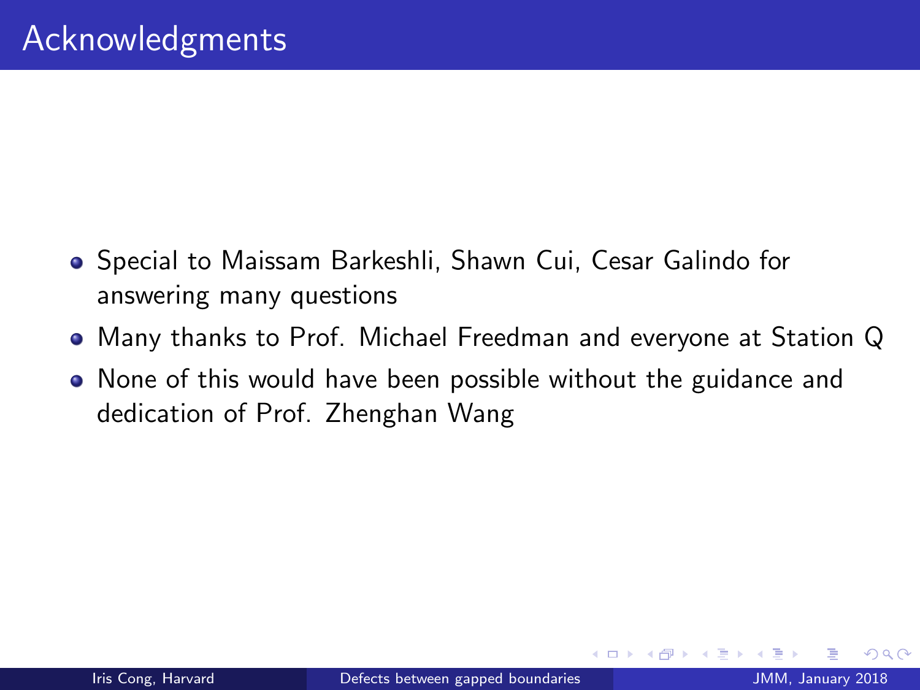# Acknowledgments

- Special to Maissam Barkeshli, Shawn Cui, Cesar Galindo for answering many questions
- Many thanks to Prof. Michael Freedman and everyone at Station Q
- None of this would have been possible without the guidance and dedication of Prof. Zhenghan Wang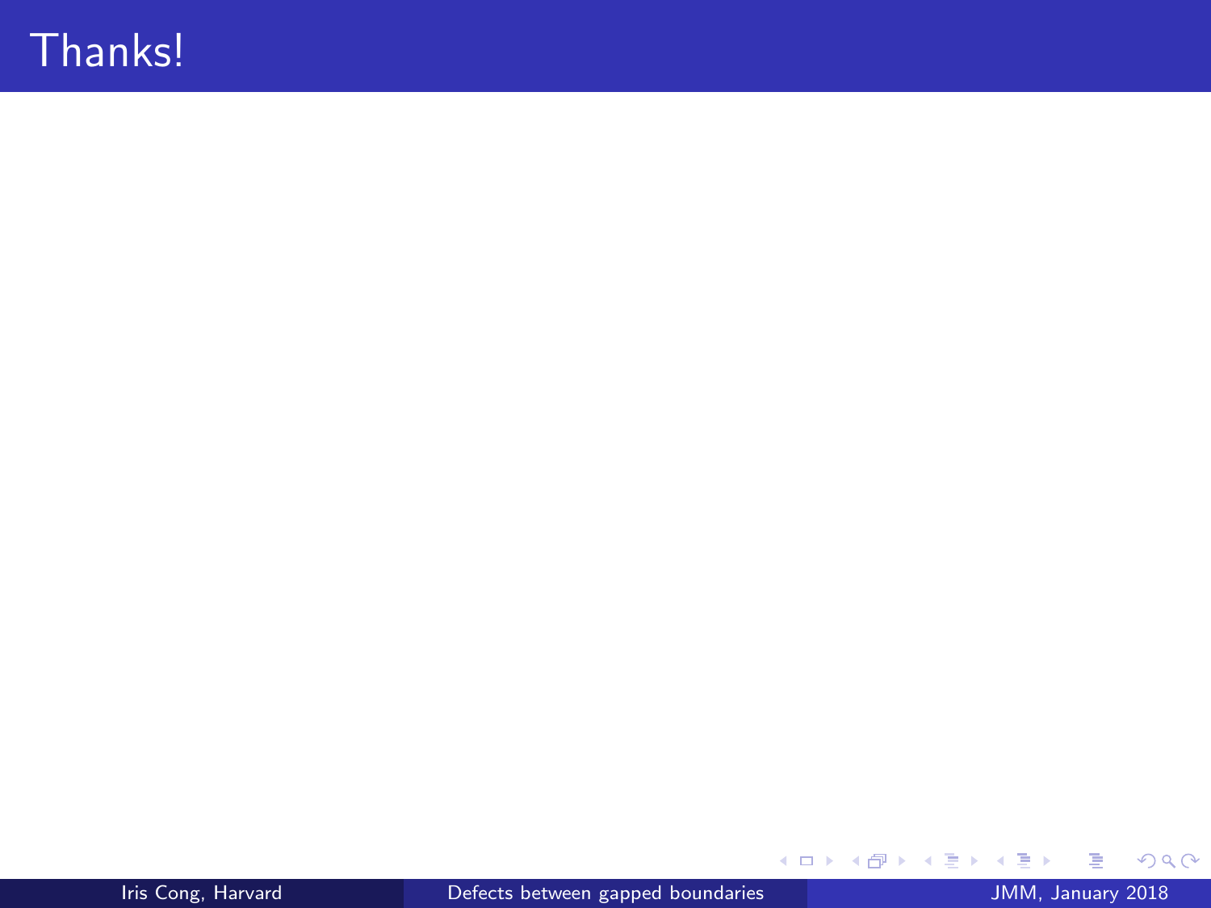# Thanks!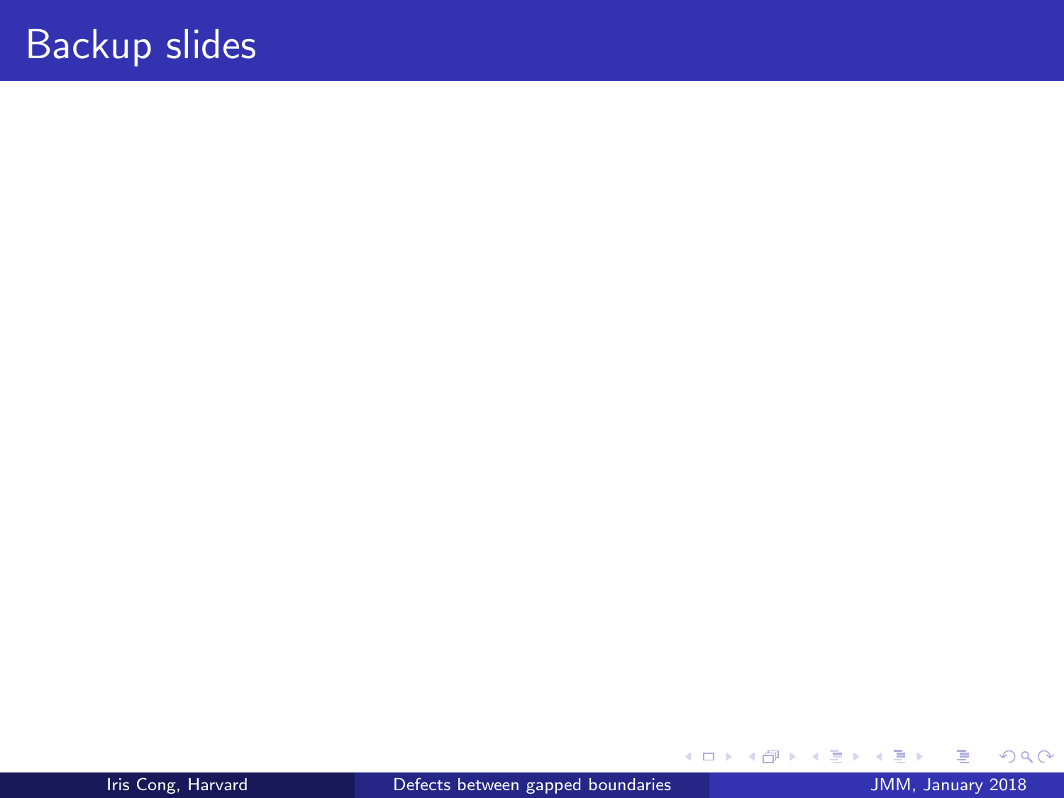# Backup slides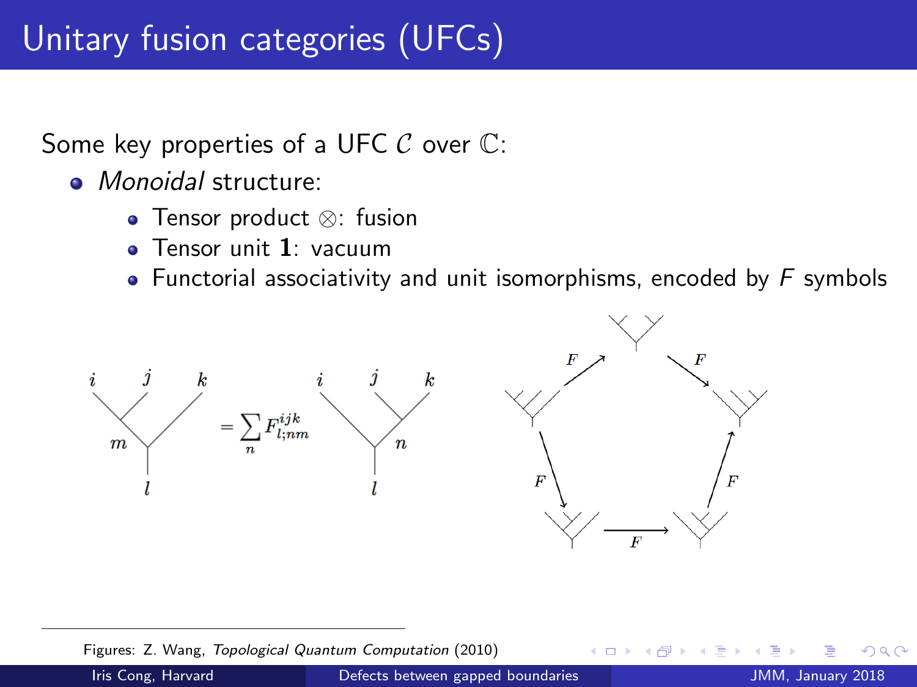# Unitary fusion categories (UFCs)

Some key properties of a UFC $\mathcal{C}$ over $\mathbb{C}$:

- *Monoidal* structure:
  - Tensor product $\otimes$: fusion
  - Tensor unit $\mathbf{1}$: vacuum
  - Functorial associativity and unit isomorphisms, encoded by $F$ symbols

$$= \sum_n F^{ijk}_{l;nm}$$

Figures: Z. Wang, *Topological Quantum Computation* (2010)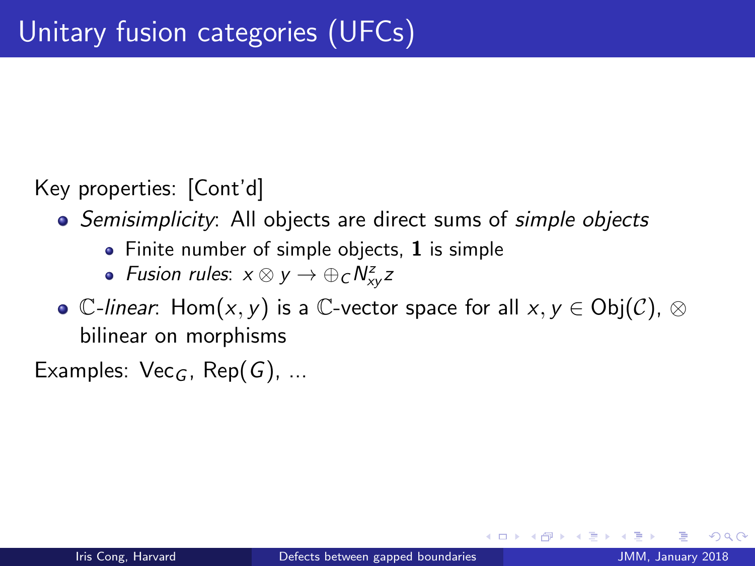# Unitary fusion categories (UFCs)

Key properties: [Cont'd]

- *Semisimplicity*: All objects are direct sums of *simple objects*
  - Finite number of simple objects, $\mathbf{1}$ is simple
  - *Fusion rules*: $x \otimes y \to \oplus_C N_{xy}^z z$
- $\mathbb{C}$-*linear*: $\text{Hom}(x, y)$ is a $\mathbb{C}$-vector space for all $x, y \in \text{Obj}(\mathcal{C})$, $\otimes$ bilinear on morphisms

Examples: $\text{Vec}_G$, $\text{Rep}(G)$, ...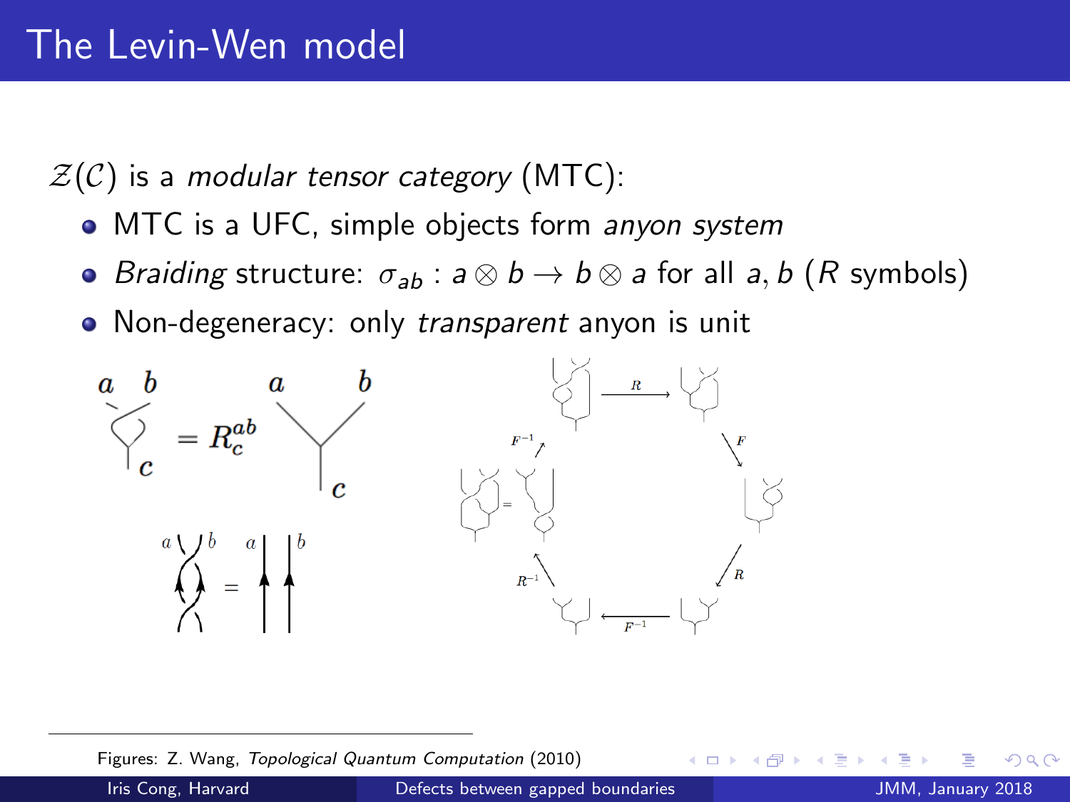# The Levin-Wen model

$\mathcal{Z}(\mathcal{C})$ is a *modular tensor category* (MTC):

- MTC is a UFC, simple objects form *anyon system*
- *Braiding* structure: $\sigma_{ab} : a \otimes b \to b \otimes a$ for all $a, b$ ($R$ symbols)
- Non-degeneracy: only *transparent* anyon is unit

Figures: Z. Wang, *Topological Quantum Computation* (2010)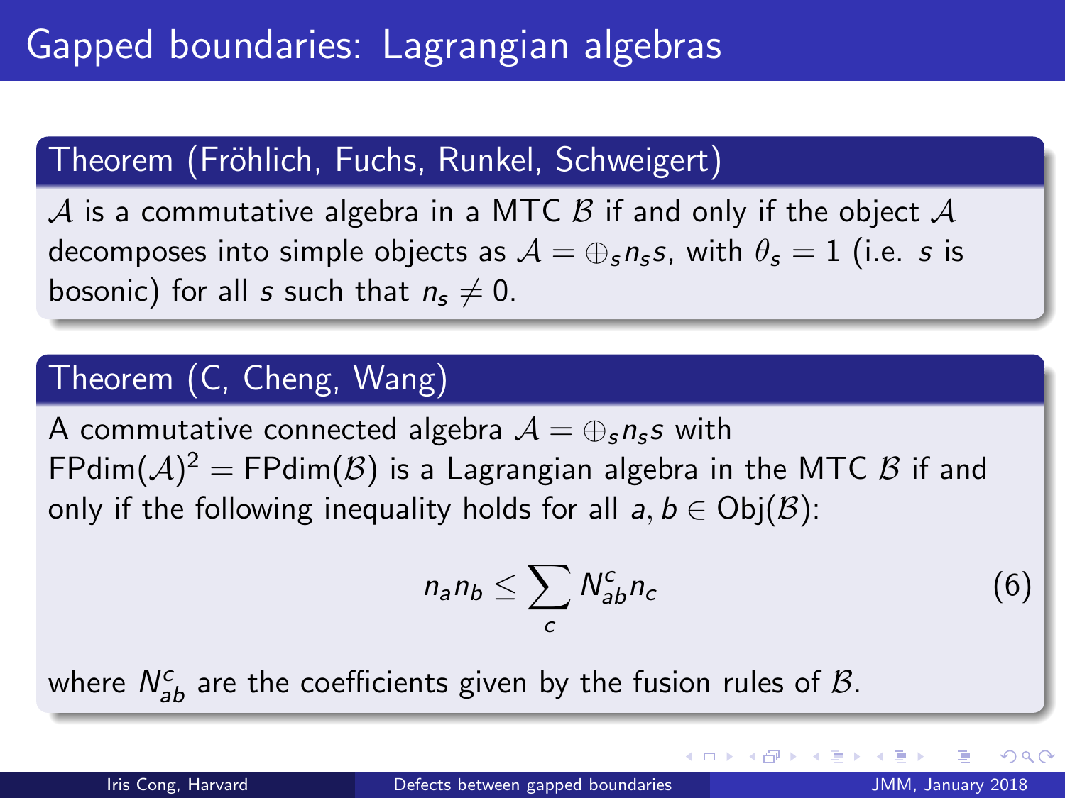# Gapped boundaries: Lagrangian algebras

**Theorem (Fröhlich, Fuchs, Runkel, Schweigert)**

$\mathcal{A}$ is a commutative algebra in a MTC $\mathcal{B}$ if and only if the object $\mathcal{A}$ decomposes into simple objects as $\mathcal{A} = \oplus_s n_s s$, with $\theta_s = 1$ (i.e. $s$ is bosonic) for all $s$ such that $n_s \neq 0$.

**Theorem (C, Cheng, Wang)**

A commutative connected algebra $\mathcal{A} = \oplus_s n_s s$ with $\text{FPdim}(\mathcal{A})^2 = \text{FPdim}(\mathcal{B})$ is a Lagrangian algebra in the MTC $\mathcal{B}$ if and only if the following inequality holds for all $a, b \in \text{Obj}(\mathcal{B})$:

$$n_a n_b \leq \sum_c N_{ab}^c n_c \tag{6}$$

where $N_{ab}^c$ are the coefficients given by the fusion rules of $\mathcal{B}$.